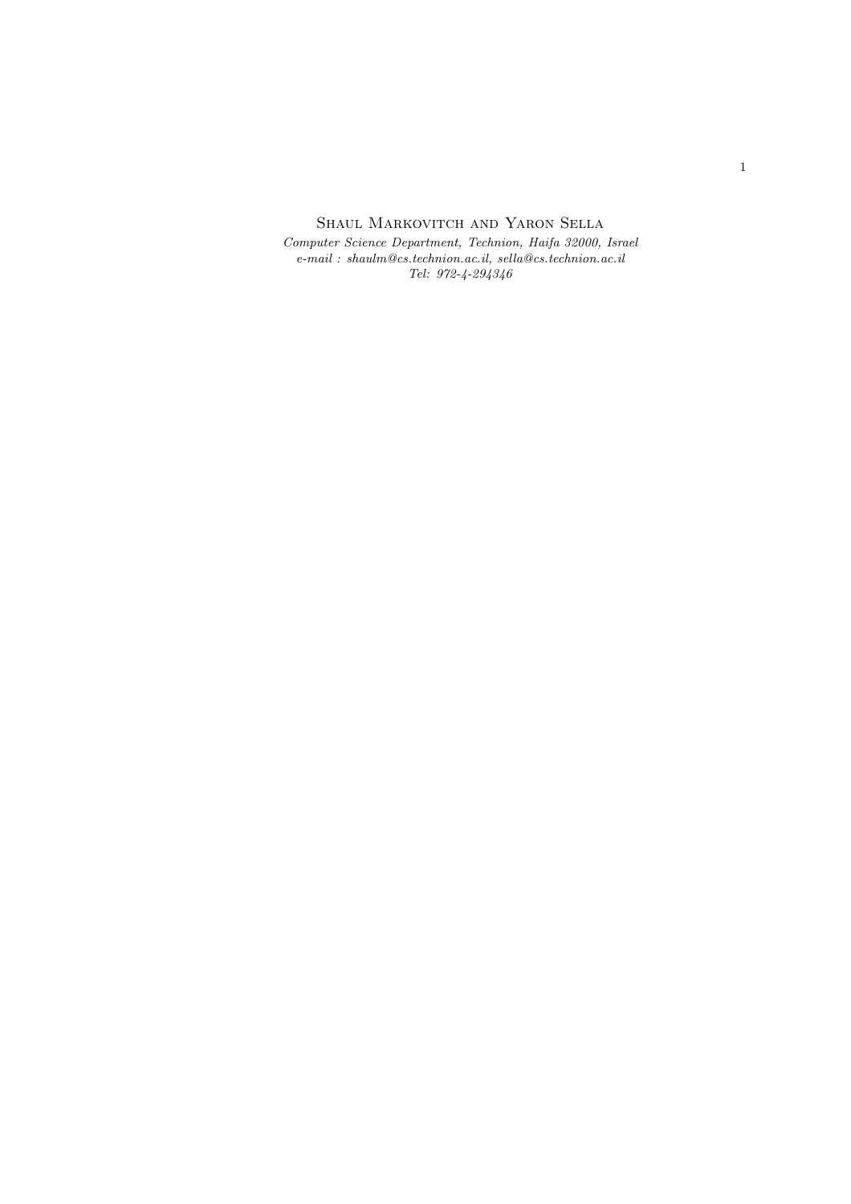Shaul Markovitch and Yaron Sella

*Computer Science Department, Technion, Haifa 32000, Israel*
*e-mail : shaulm@cs.technion.ac.il, sella@cs.technion.ac.il*
*Tel: 972-4-294346*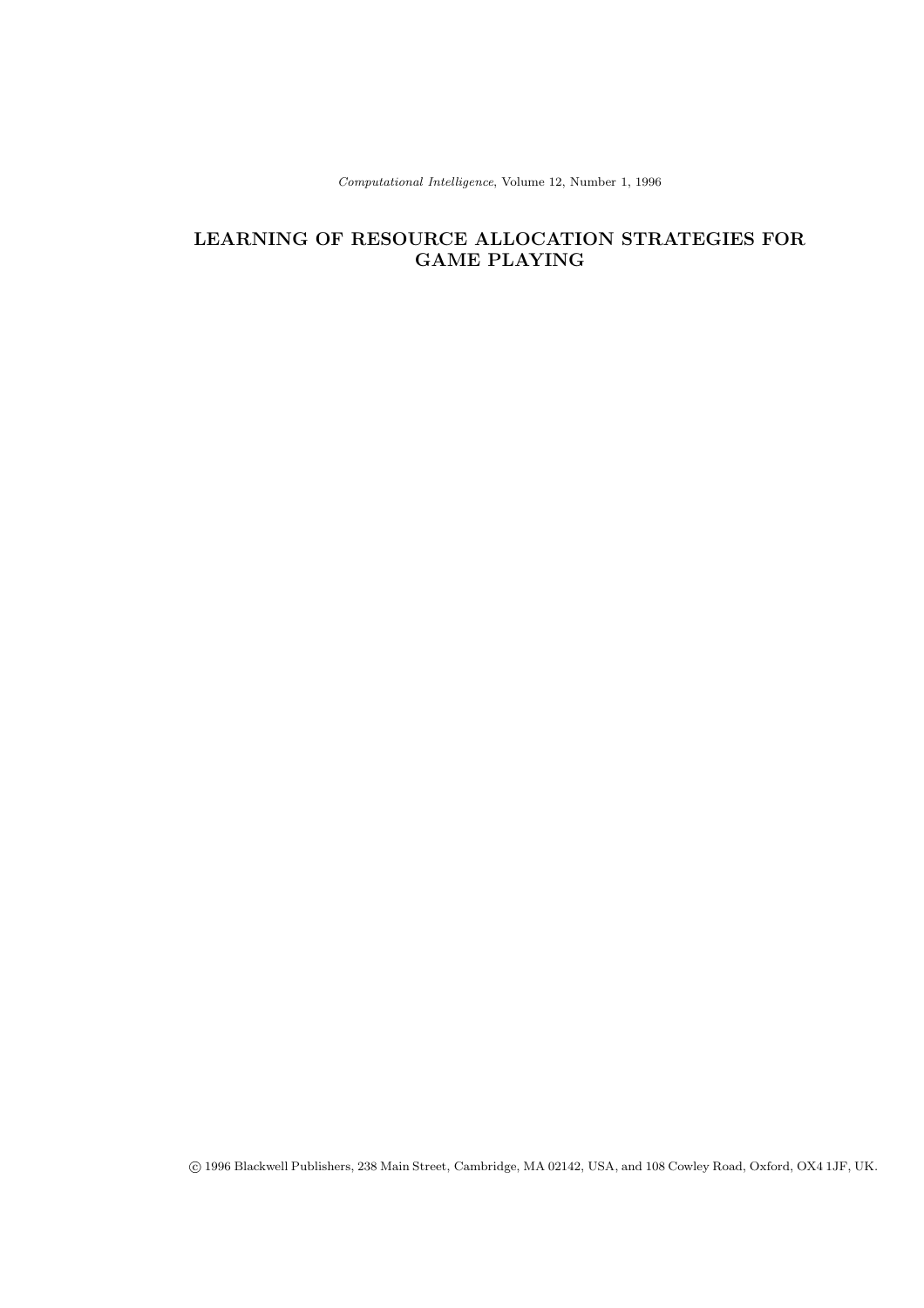*Computational Intelligence*, Volume 12, Number 1, 1996

# LEARNING OF RESOURCE ALLOCATION STRATEGIES FOR GAME PLAYING

© 1996 Blackwell Publishers, 238 Main Street, Cambridge, MA 02142, USA, and 108 Cowley Road, Oxford, OX4 1JF, UK.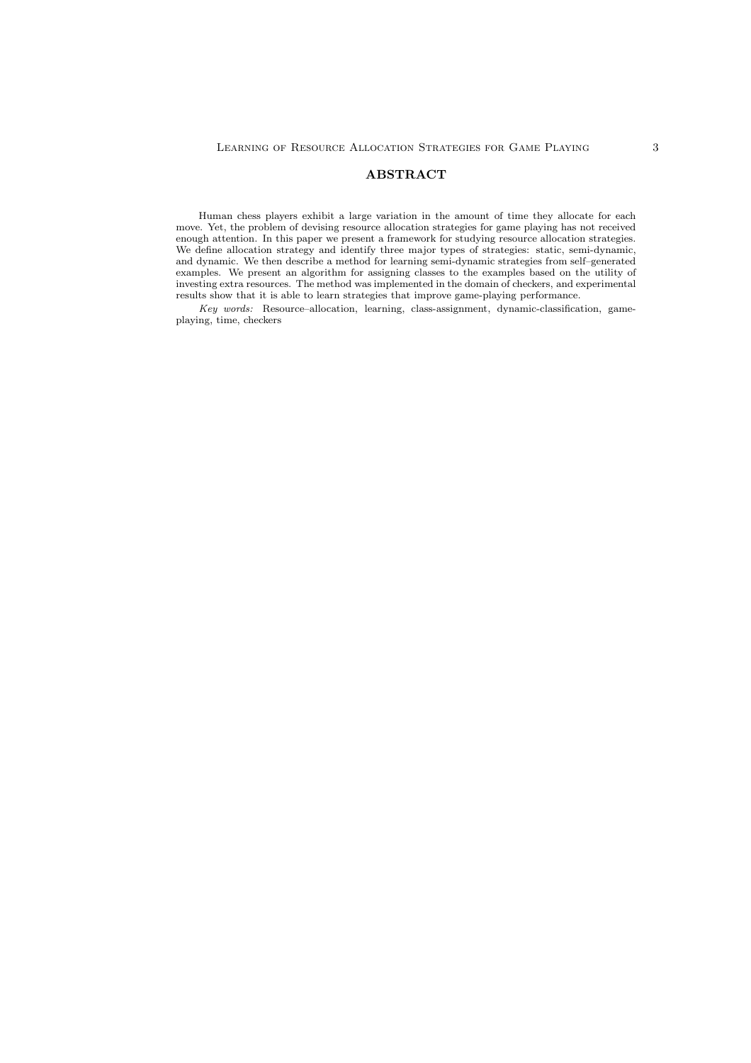## ABSTRACT

Human chess players exhibit a large variation in the amount of time they allocate for each move. Yet, the problem of devising resource allocation strategies for game playing has not received enough attention. In this paper we present a framework for studying resource allocation strategies. We define allocation strategy and identify three major types of strategies: static, semi-dynamic, and dynamic. We then describe a method for learning semi-dynamic strategies from self–generated examples. We present an algorithm for assigning classes to the examples based on the utility of investing extra resources. The method was implemented in the domain of checkers, and experimental results show that it is able to learn strategies that improve game-playing performance.

*Key words:* Resource–allocation, learning, class-assignment, dynamic-classification, game-playing, time, checkers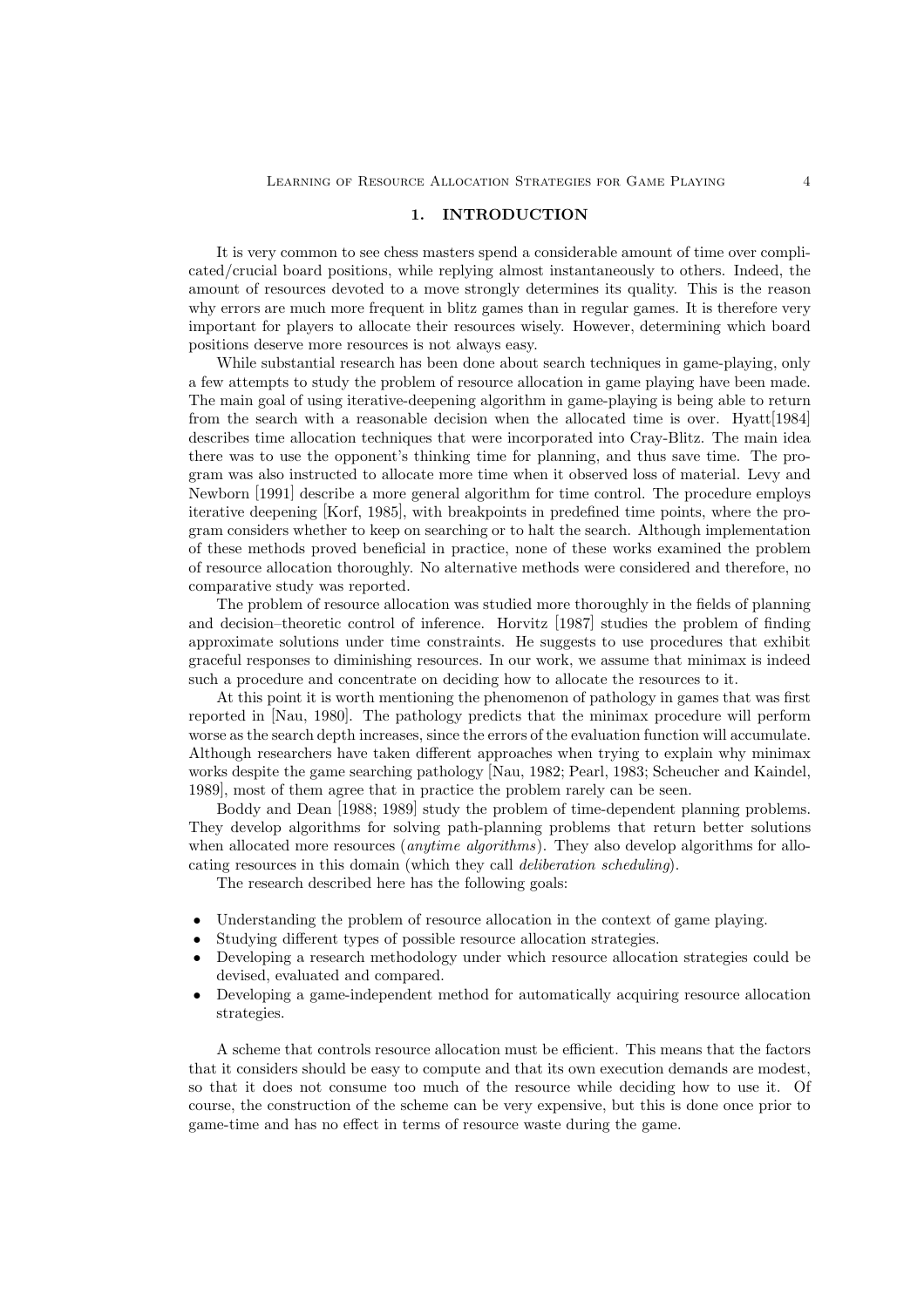## 1. INTRODUCTION

It is very common to see chess masters spend a considerable amount of time over complicated/crucial board positions, while replying almost instantaneously to others. Indeed, the amount of resources devoted to a move strongly determines its quality. This is the reason why errors are much more frequent in blitz games than in regular games. It is therefore very important for players to allocate their resources wisely. However, determining which board positions deserve more resources is not always easy.

While substantial research has been done about search techniques in game-playing, only a few attempts to study the problem of resource allocation in game playing have been made. The main goal of using iterative-deepening algorithm in game-playing is being able to return from the search with a reasonable decision when the allocated time is over. Hyatt[1984] describes time allocation techniques that were incorporated into Cray-Blitz. The main idea there was to use the opponent's thinking time for planning, and thus save time. The program was also instructed to allocate more time when it observed loss of material. Levy and Newborn [1991] describe a more general algorithm for time control. The procedure employs iterative deepening [Korf, 1985], with breakpoints in predefined time points, where the program considers whether to keep on searching or to halt the search. Although implementation of these methods proved beneficial in practice, none of these works examined the problem of resource allocation thoroughly. No alternative methods were considered and therefore, no comparative study was reported.

The problem of resource allocation was studied more thoroughly in the fields of planning and decision–theoretic control of inference. Horvitz [1987] studies the problem of finding approximate solutions under time constraints. He suggests to use procedures that exhibit graceful responses to diminishing resources. In our work, we assume that minimax is indeed such a procedure and concentrate on deciding how to allocate the resources to it.

At this point it is worth mentioning the phenomenon of pathology in games that was first reported in [Nau, 1980]. The pathology predicts that the minimax procedure will perform worse as the search depth increases, since the errors of the evaluation function will accumulate. Although researchers have taken different approaches when trying to explain why minimax works despite the game searching pathology [Nau, 1982; Pearl, 1983; Scheucher and Kaindel, 1989], most of them agree that in practice the problem rarely can be seen.

Boddy and Dean [1988; 1989] study the problem of time-dependent planning problems. They develop algorithms for solving path-planning problems that return better solutions when allocated more resources (*anytime algorithms*). They also develop algorithms for allocating resources in this domain (which they call *deliberation scheduling*).

The research described here has the following goals:

- Understanding the problem of resource allocation in the context of game playing.
- Studying different types of possible resource allocation strategies.
- Developing a research methodology under which resource allocation strategies could be devised, evaluated and compared.
- Developing a game-independent method for automatically acquiring resource allocation strategies.

A scheme that controls resource allocation must be efficient. This means that the factors that it considers should be easy to compute and that its own execution demands are modest, so that it does not consume too much of the resource while deciding how to use it. Of course, the construction of the scheme can be very expensive, but this is done once prior to game-time and has no effect in terms of resource waste during the game.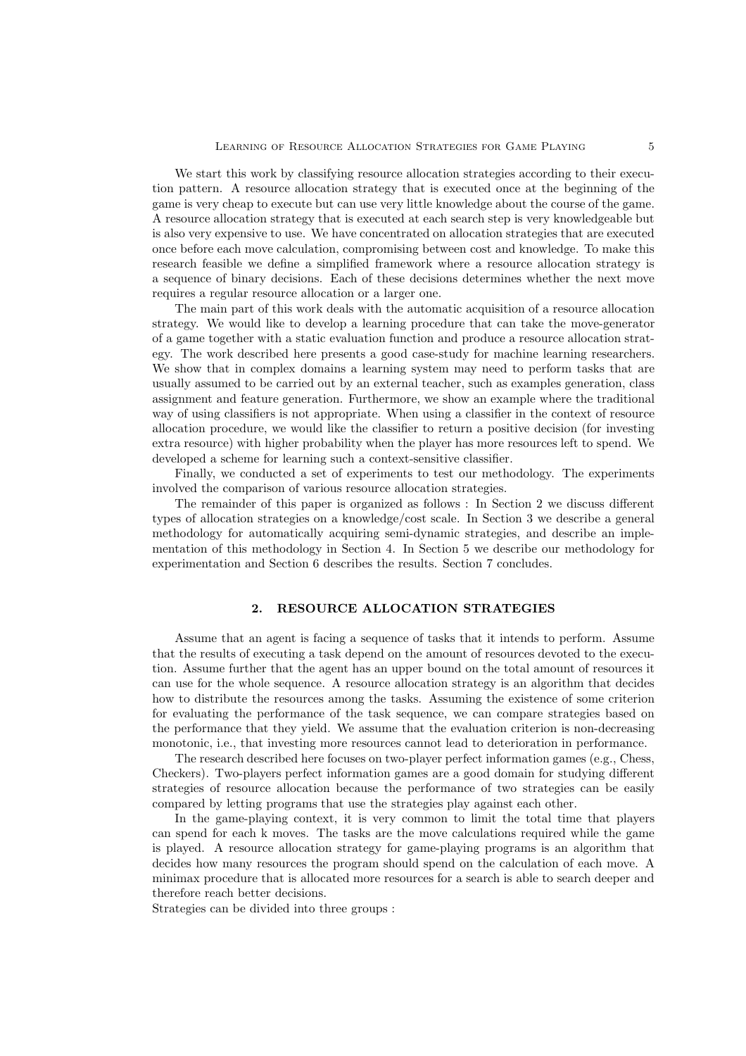We start this work by classifying resource allocation strategies according to their execution pattern. A resource allocation strategy that is executed once at the beginning of the game is very cheap to execute but can use very little knowledge about the course of the game. A resource allocation strategy that is executed at each search step is very knowledgeable but is also very expensive to use. We have concentrated on allocation strategies that are executed once before each move calculation, compromising between cost and knowledge. To make this research feasible we define a simplified framework where a resource allocation strategy is a sequence of binary decisions. Each of these decisions determines whether the next move requires a regular resource allocation or a larger one.

The main part of this work deals with the automatic acquisition of a resource allocation strategy. We would like to develop a learning procedure that can take the move-generator of a game together with a static evaluation function and produce a resource allocation strategy. The work described here presents a good case-study for machine learning researchers. We show that in complex domains a learning system may need to perform tasks that are usually assumed to be carried out by an external teacher, such as examples generation, class assignment and feature generation. Furthermore, we show an example where the traditional way of using classifiers is not appropriate. When using a classifier in the context of resource allocation procedure, we would like the classifier to return a positive decision (for investing extra resource) with higher probability when the player has more resources left to spend. We developed a scheme for learning such a context-sensitive classifier.

Finally, we conducted a set of experiments to test our methodology. The experiments involved the comparison of various resource allocation strategies.

The remainder of this paper is organized as follows : In Section 2 we discuss different types of allocation strategies on a knowledge/cost scale. In Section 3 we describe a general methodology for automatically acquiring semi-dynamic strategies, and describe an implementation of this methodology in Section 4. In Section 5 we describe our methodology for experimentation and Section 6 describes the results. Section 7 concludes.

## 2. RESOURCE ALLOCATION STRATEGIES

Assume that an agent is facing a sequence of tasks that it intends to perform. Assume that the results of executing a task depend on the amount of resources devoted to the execution. Assume further that the agent has an upper bound on the total amount of resources it can use for the whole sequence. A resource allocation strategy is an algorithm that decides how to distribute the resources among the tasks. Assuming the existence of some criterion for evaluating the performance of the task sequence, we can compare strategies based on the performance that they yield. We assume that the evaluation criterion is non-decreasing monotonic, i.e., that investing more resources cannot lead to deterioration in performance.

The research described here focuses on two-player perfect information games (e.g., Chess, Checkers). Two-players perfect information games are a good domain for studying different strategies of resource allocation because the performance of two strategies can be easily compared by letting programs that use the strategies play against each other.

In the game-playing context, it is very common to limit the total time that players can spend for each k moves. The tasks are the move calculations required while the game is played. A resource allocation strategy for game-playing programs is an algorithm that decides how many resources the program should spend on the calculation of each move. A minimax procedure that is allocated more resources for a search is able to search deeper and therefore reach better decisions.

Strategies can be divided into three groups :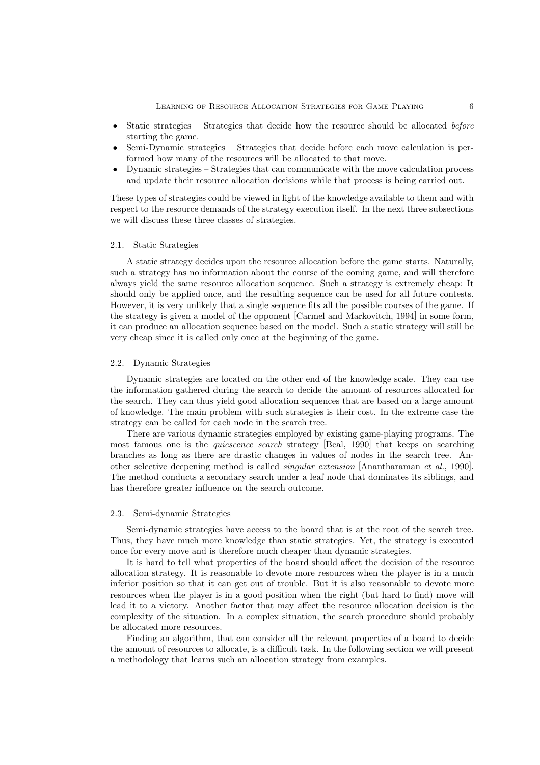- Static strategies – Strategies that decide how the resource should be allocated *before* starting the game.
- Semi-Dynamic strategies – Strategies that decide before each move calculation is performed how many of the resources will be allocated to that move.
- Dynamic strategies – Strategies that can communicate with the move calculation process and update their resource allocation decisions while that process is being carried out.

These types of strategies could be viewed in light of the knowledge available to them and with respect to the resource demands of the strategy execution itself. In the next three subsections we will discuss these three classes of strategies.

### 2.1. Static Strategies

A static strategy decides upon the resource allocation before the game starts. Naturally, such a strategy has no information about the course of the coming game, and will therefore always yield the same resource allocation sequence. Such a strategy is extremely cheap: It should only be applied once, and the resulting sequence can be used for all future contests. However, it is very unlikely that a single sequence fits all the possible courses of the game. If the strategy is given a model of the opponent [Carmel and Markovitch, 1994] in some form, it can produce an allocation sequence based on the model. Such a static strategy will still be very cheap since it is called only once at the beginning of the game.

### 2.2. Dynamic Strategies

Dynamic strategies are located on the other end of the knowledge scale. They can use the information gathered during the search to decide the amount of resources allocated for the search. They can thus yield good allocation sequences that are based on a large amount of knowledge. The main problem with such strategies is their cost. In the extreme case the strategy can be called for each node in the search tree.

There are various dynamic strategies employed by existing game-playing programs. The most famous one is the *quiescence search* strategy [Beal, 1990] that keeps on searching branches as long as there are drastic changes in values of nodes in the search tree. Another selective deepening method is called *singular extension* [Anantharaman *et al.*, 1990]. The method conducts a secondary search under a leaf node that dominates its siblings, and has therefore greater influence on the search outcome.

### 2.3. Semi-dynamic Strategies

Semi-dynamic strategies have access to the board that is at the root of the search tree. Thus, they have much more knowledge than static strategies. Yet, the strategy is executed once for every move and is therefore much cheaper than dynamic strategies.

It is hard to tell what properties of the board should affect the decision of the resource allocation strategy. It is reasonable to devote more resources when the player is in a much inferior position so that it can get out of trouble. But it is also reasonable to devote more resources when the player is in a good position when the right (but hard to find) move will lead it to a victory. Another factor that may affect the resource allocation decision is the complexity of the situation. In a complex situation, the search procedure should probably be allocated more resources.

Finding an algorithm, that can consider all the relevant properties of a board to decide the amount of resources to allocate, is a difficult task. In the following section we will present a methodology that learns such an allocation strategy from examples.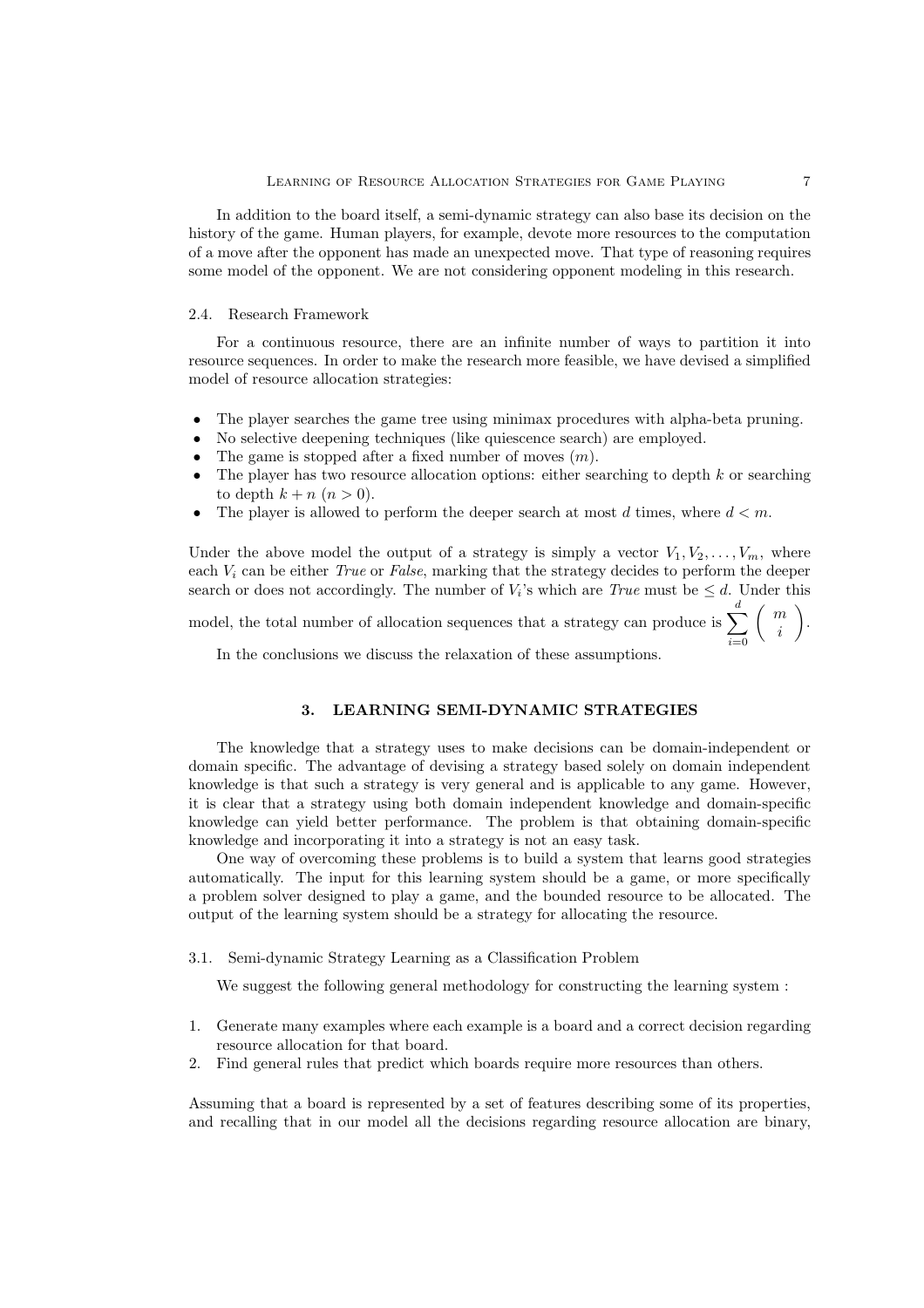In addition to the board itself, a semi-dynamic strategy can also base its decision on the history of the game. Human players, for example, devote more resources to the computation of a move after the opponent has made an unexpected move. That type of reasoning requires some model of the opponent. We are not considering opponent modeling in this research.

### 2.4. Research Framework

For a continuous resource, there are an infinite number of ways to partition it into resource sequences. In order to make the research more feasible, we have devised a simplified model of resource allocation strategies:

- The player searches the game tree using minimax procedures with alpha-beta pruning.
- No selective deepening techniques (like quiescence search) are employed.
- The game is stopped after a fixed number of moves ($m$).
- The player has two resource allocation options: either searching to depth $k$ or searching to depth $k + n$ ($n > 0$).
- The player is allowed to perform the deeper search at most $d$ times, where $d < m$.

Under the above model the output of a strategy is simply a vector $V_1, V_2, \ldots, V_m$, where each $V_i$ can be either *True* or *False*, marking that the strategy decides to perform the deeper search or does not accordingly. The number of $V_i$'s which are *True* must be $\leq d$. Under this model, the total number of allocation sequences that a strategy can produce is $\sum_{i=0}^{d} \binom{m}{i}$.

In the conclusions we discuss the relaxation of these assumptions.

## 3. LEARNING SEMI-DYNAMIC STRATEGIES

The knowledge that a strategy uses to make decisions can be domain-independent or domain specific. The advantage of devising a strategy based solely on domain independent knowledge is that such a strategy is very general and is applicable to any game. However, it is clear that a strategy using both domain independent knowledge and domain-specific knowledge can yield better performance. The problem is that obtaining domain-specific knowledge and incorporating it into a strategy is not an easy task.

One way of overcoming these problems is to build a system that learns good strategies automatically. The input for this learning system should be a game, or more specifically a problem solver designed to play a game, and the bounded resource to be allocated. The output of the learning system should be a strategy for allocating the resource.

### 3.1. Semi-dynamic Strategy Learning as a Classification Problem

We suggest the following general methodology for constructing the learning system :

1. Generate many examples where each example is a board and a correct decision regarding resource allocation for that board.
2. Find general rules that predict which boards require more resources than others.

Assuming that a board is represented by a set of features describing some of its properties, and recalling that in our model all the decisions regarding resource allocation are binary,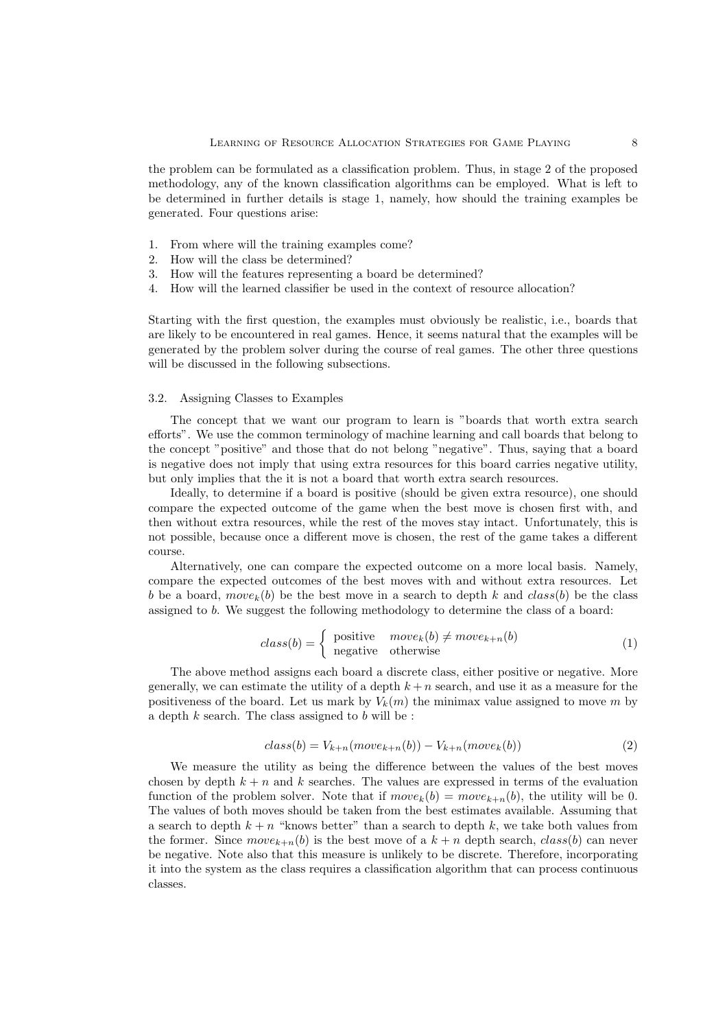the problem can be formulated as a classification problem. Thus, in stage 2 of the proposed methodology, any of the known classification algorithms can be employed. What is left to be determined in further details is stage 1, namely, how should the training examples be generated. Four questions arise:

1. From where will the training examples come?
2. How will the class be determined?
3. How will the features representing a board be determined?
4. How will the learned classifier be used in the context of resource allocation?

Starting with the first question, the examples must obviously be realistic, i.e., boards that are likely to be encountered in real games. Hence, it seems natural that the examples will be generated by the problem solver during the course of real games. The other three questions will be discussed in the following subsections.

### 3.2. Assigning Classes to Examples

The concept that we want our program to learn is "boards that worth extra search efforts". We use the common terminology of machine learning and call boards that belong to the concept "positive" and those that do not belong "negative". Thus, saying that a board is negative does not imply that using extra resources for this board carries negative utility, but only implies that the it is not a board that worth extra search resources.

Ideally, to determine if a board is positive (should be given extra resource), one should compare the expected outcome of the game when the best move is chosen first with, and then without extra resources, while the rest of the moves stay intact. Unfortunately, this is not possible, because once a different move is chosen, the rest of the game takes a different course.

Alternatively, one can compare the expected outcome on a more local basis. Namely, compare the expected outcomes of the best moves with and without extra resources. Let $b$ be a board, $move_k(b)$ be the best move in a search to depth $k$ and $class(b)$ be the class assigned to $b$. We suggest the following methodology to determine the class of a board:

$$class(b) = \begin{cases} \text{positive} & move_k(b) \neq move_{k+n}(b) \\ \text{negative} & \text{otherwise} \end{cases} \quad (1)$$

The above method assigns each board a discrete class, either positive or negative. More generally, we can estimate the utility of a depth $k+n$ search, and use it as a measure for the positiveness of the board. Let us mark by $V_k(m)$ the minimax value assigned to move $m$ by a depth $k$ search. The class assigned to $b$ will be :

$$class(b) = V_{k+n}(move_{k+n}(b)) - V_{k+n}(move_k(b)) \quad (2)$$

We measure the utility as being the difference between the values of the best moves chosen by depth $k+n$ and $k$ searches. The values are expressed in terms of the evaluation function of the problem solver. Note that if $move_k(b) = move_{k+n}(b)$, the utility will be 0. The values of both moves should be taken from the best estimates available. Assuming that a search to depth $k+n$ "knows better" than a search to depth $k$, we take both values from the former. Since $move_{k+n}(b)$ is the best move of a $k+n$ depth search, $class(b)$ can never be negative. Note also that this measure is unlikely to be discrete. Therefore, incorporating it into the system as the class requires a classification algorithm that can process continuous classes.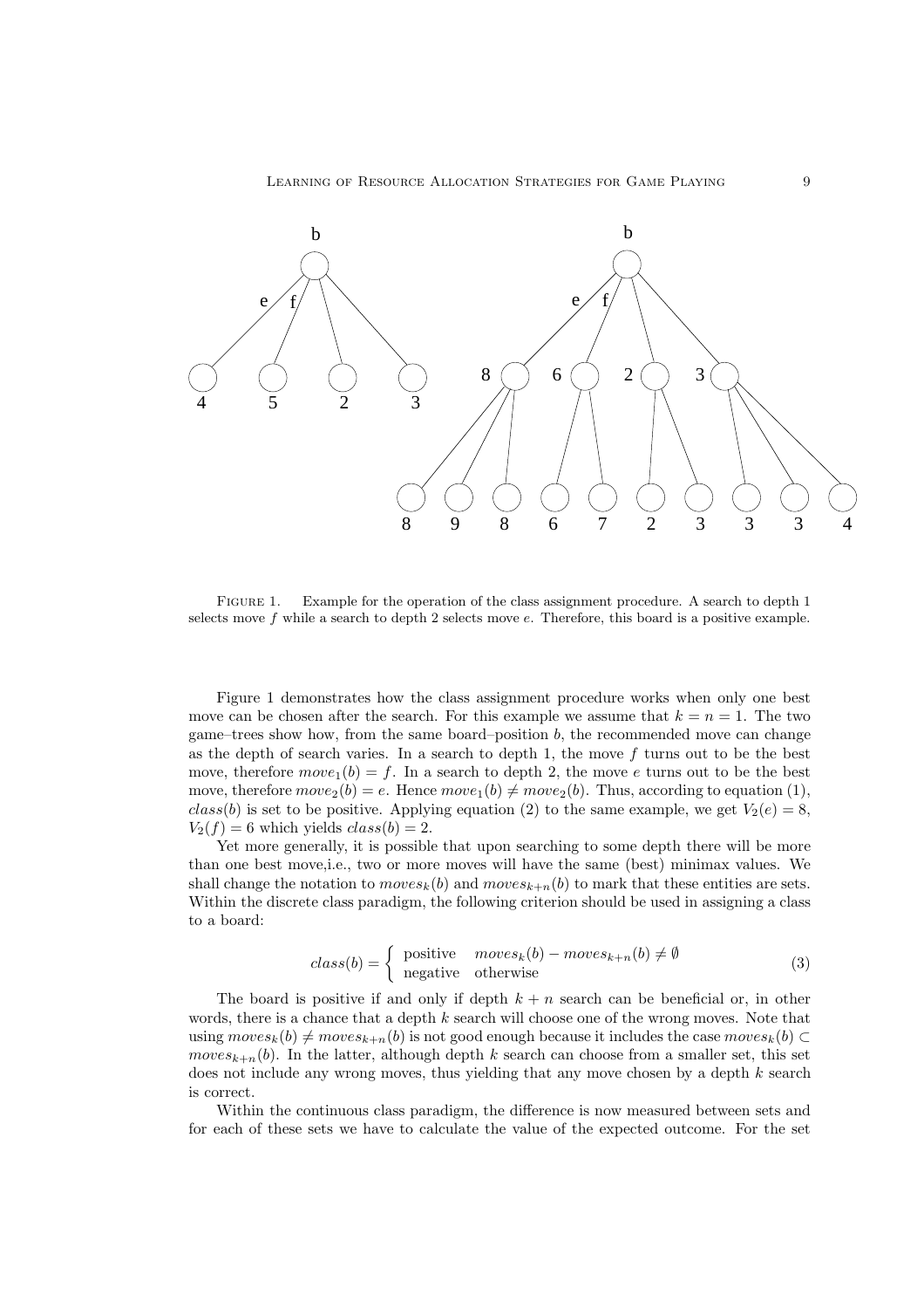FIGURE 1. Example for the operation of the class assignment procedure. A search to depth 1 selects move $f$ while a search to depth 2 selects move $e$. Therefore, this board is a positive example.

Figure 1 demonstrates how the class assignment procedure works when only one best move can be chosen after the search. For this example we assume that $k = n = 1$. The two game–trees show how, from the same board–position $b$, the recommended move can change as the depth of search varies. In a search to depth 1, the move $f$ turns out to be the best move, therefore $move_1(b) = f$. In a search to depth 2, the move $e$ turns out to be the best move, therefore $move_2(b) = e$. Hence $move_1(b) \neq move_2(b)$. Thus, according to equation (1), $class(b)$ is set to be positive. Applying equation (2) to the same example, we get $V_2(e) = 8$, $V_2(f) = 6$ which yields $class(b) = 2$.

Yet more generally, it is possible that upon searching to some depth there will be more than one best move,i.e., two or more moves will have the same (best) minimax values. We shall change the notation to $moves_k(b)$ and $moves_{k+n}(b)$ to mark that these entities are sets. Within the discrete class paradigm, the following criterion should be used in assigning a class to a board:

$$class(b) = \begin{cases} \text{positive} & moves_k(b) - moves_{k+n}(b) \neq \emptyset \\ \text{negative} & \text{otherwise} \end{cases} \tag{3}$$

The board is positive if and only if depth $k + n$ search can be beneficial or, in other words, there is a chance that a depth $k$ search will choose one of the wrong moves. Note that using $moves_k(b) \neq moves_{k+n}(b)$ is not good enough because it includes the case $moves_k(b) \subset moves_{k+n}(b)$. In the latter, although depth $k$ search can choose from a smaller set, this set does not include any wrong moves, thus yielding that any move chosen by a depth $k$ search is correct.

Within the continuous class paradigm, the difference is now measured between sets and for each of these sets we have to calculate the value of the expected outcome. For the set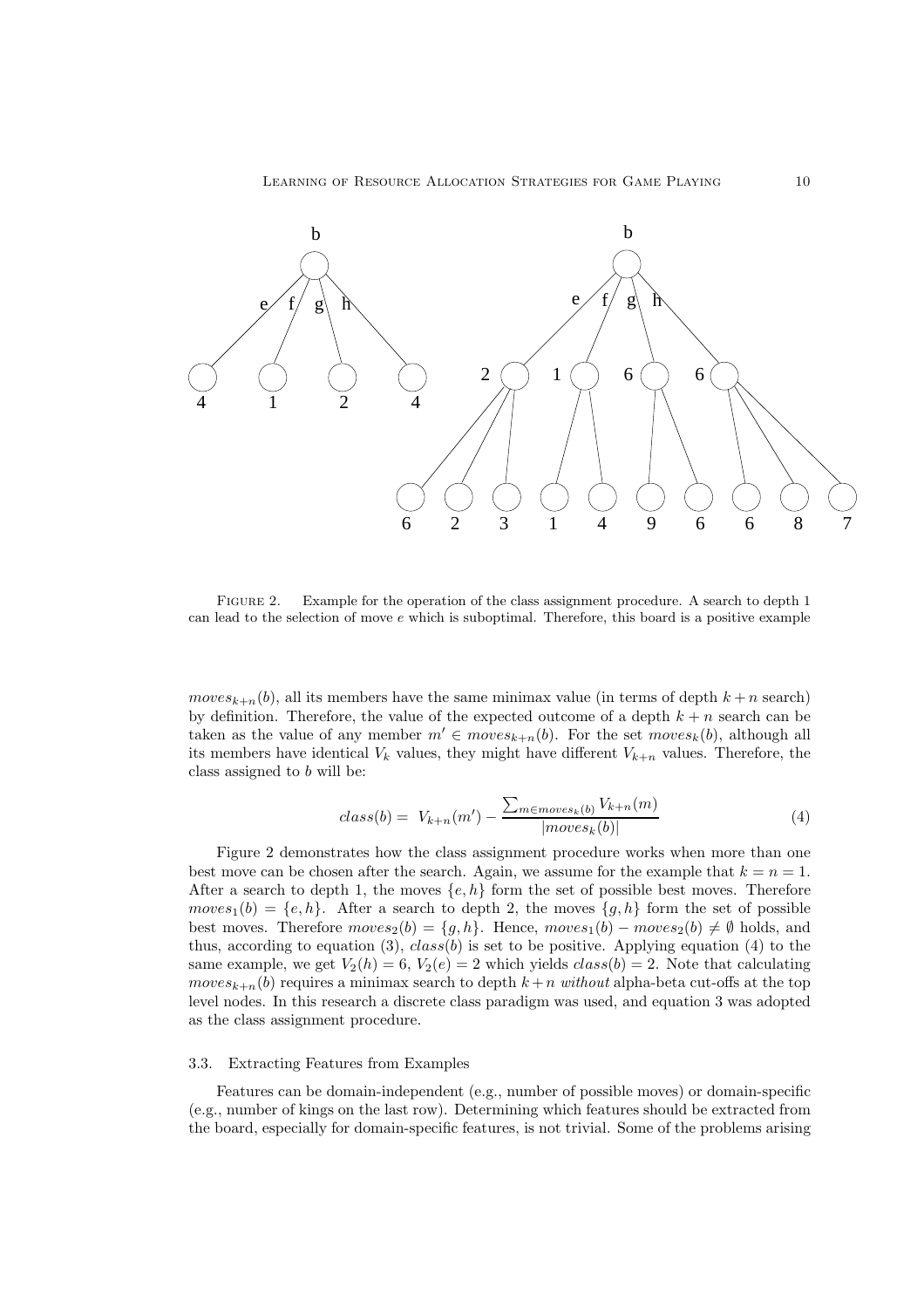FIGURE 2. Example for the operation of the class assignment procedure. A search to depth 1 can lead to the selection of move $e$ which is suboptimal. Therefore, this board is a positive example

$moves_{k+n}(b)$, all its members have the same minimax value (in terms of depth $k+n$ search) by definition. Therefore, the value of the expected outcome of a depth $k+n$ search can be taken as the value of any member $m' \in moves_{k+n}(b)$. For the set $moves_k(b)$, although all its members have identical $V_k$ values, they might have different $V_{k+n}$ values. Therefore, the class assigned to $b$ will be:

$$class(b) = V_{k+n}(m') - \frac{\sum_{m \in moves_k(b)} V_{k+n}(m)}{|moves_k(b)|} \tag{4}$$

Figure 2 demonstrates how the class assignment procedure works when more than one best move can be chosen after the search. Again, we assume for the example that $k = n = 1$. After a search to depth 1, the moves $\{e, h\}$ form the set of possible best moves. Therefore $moves_1(b) = \{e, h\}$. After a search to depth 2, the moves $\{g, h\}$ form the set of possible best moves. Therefore $moves_2(b) = \{g, h\}$. Hence, $moves_1(b) - moves_2(b) \neq \emptyset$ holds, and thus, according to equation (3), $class(b)$ is set to be positive. Applying equation (4) to the same example, we get $V_2(h) = 6$, $V_2(e) = 2$ which yields $class(b) = 2$. Note that calculating $moves_{k+n}(b)$ requires a minimax search to depth $k+n$ *without* alpha-beta cut-offs at the top level nodes. In this research a discrete class paradigm was used, and equation 3 was adopted as the class assignment procedure.

### 3.3. Extracting Features from Examples

Features can be domain-independent (e.g., number of possible moves) or domain-specific (e.g., number of kings on the last row). Determining which features should be extracted from the board, especially for domain-specific features, is not trivial. Some of the problems arising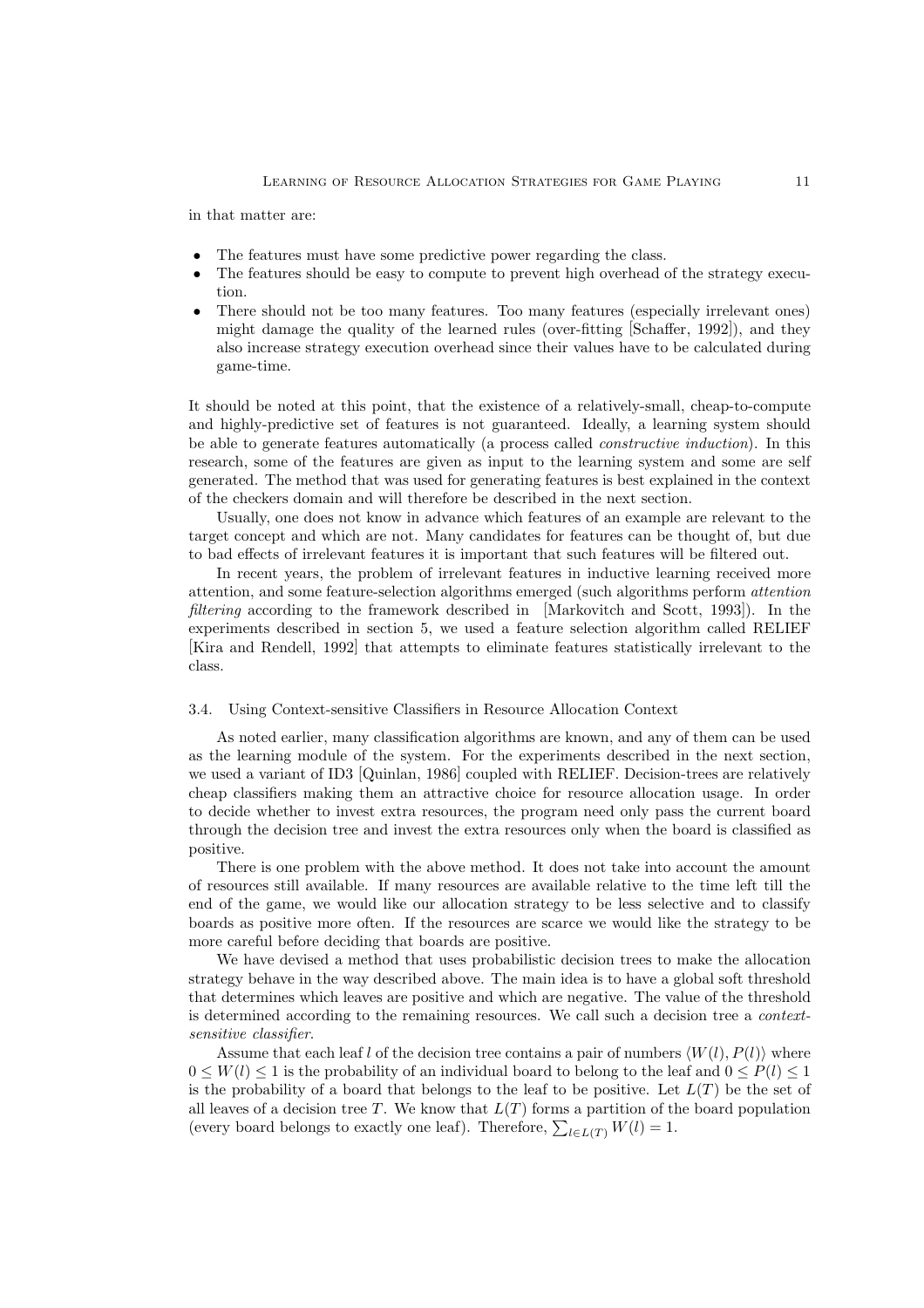in that matter are:

- The features must have some predictive power regarding the class.
- The features should be easy to compute to prevent high overhead of the strategy execution.
- There should not be too many features. Too many features (especially irrelevant ones) might damage the quality of the learned rules (over-fitting [Schaffer, 1992]), and they also increase strategy execution overhead since their values have to be calculated during game-time.

It should be noted at this point, that the existence of a relatively-small, cheap-to-compute and highly-predictive set of features is not guaranteed. Ideally, a learning system should be able to generate features automatically (a process called *constructive induction*). In this research, some of the features are given as input to the learning system and some are self generated. The method that was used for generating features is best explained in the context of the checkers domain and will therefore be described in the next section.

Usually, one does not know in advance which features of an example are relevant to the target concept and which are not. Many candidates for features can be thought of, but due to bad effects of irrelevant features it is important that such features will be filtered out.

In recent years, the problem of irrelevant features in inductive learning received more attention, and some feature-selection algorithms emerged (such algorithms perform *attention filtering* according to the framework described in [Markovitch and Scott, 1993]). In the experiments described in section 5, we used a feature selection algorithm called RELIEF [Kira and Rendell, 1992] that attempts to eliminate features statistically irrelevant to the class.

### 3.4. Using Context-sensitive Classifiers in Resource Allocation Context

As noted earlier, many classification algorithms are known, and any of them can be used as the learning module of the system. For the experiments described in the next section, we used a variant of ID3 [Quinlan, 1986] coupled with RELIEF. Decision-trees are relatively cheap classifiers making them an attractive choice for resource allocation usage. In order to decide whether to invest extra resources, the program need only pass the current board through the decision tree and invest the extra resources only when the board is classified as positive.

There is one problem with the above method. It does not take into account the amount of resources still available. If many resources are available relative to the time left till the end of the game, we would like our allocation strategy to be less selective and to classify boards as positive more often. If the resources are scarce we would like the strategy to be more careful before deciding that boards are positive.

We have devised a method that uses probabilistic decision trees to make the allocation strategy behave in the way described above. The main idea is to have a global soft threshold that determines which leaves are positive and which are negative. The value of the threshold is determined according to the remaining resources. We call such a decision tree a *context-sensitive classifier*.

Assume that each leaf $l$ of the decision tree contains a pair of numbers $\langle W(l), P(l) \rangle$ where $0 \leq W(l) \leq 1$ is the probability of an individual board to belong to the leaf and $0 \leq P(l) \leq 1$ is the probability of a board that belongs to the leaf to be positive. Let $L(T)$ be the set of all leaves of a decision tree $T$. We know that $L(T)$ forms a partition of the board population (every board belongs to exactly one leaf). Therefore, $\sum_{l \in L(T)} W(l) = 1$.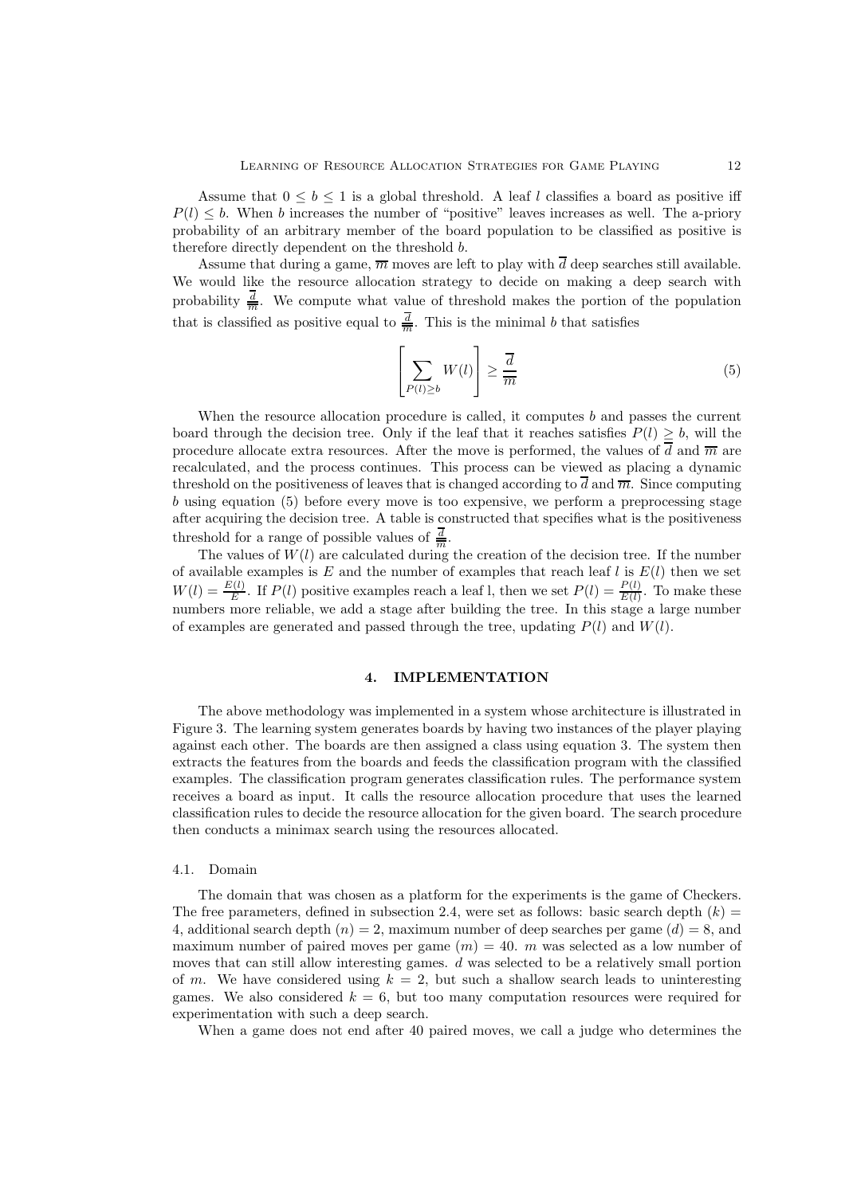Assume that $0 \leq b \leq 1$ is a global threshold. A leaf $l$ classifies a board as positive iff $P(l) \leq b$. When $b$ increases the number of "positive" leaves increases as well. The a-priory probability of an arbitrary member of the board population to be classified as positive is therefore directly dependent on the threshold $b$.

Assume that during a game, $\overline{m}$ moves are left to play with $\overline{d}$ deep searches still available. We would like the resource allocation strategy to decide on making a deep search with probability $\frac{\overline{d}}{\overline{m}}$. We compute what value of threshold makes the portion of the population that is classified as positive equal to $\frac{\overline{d}}{\overline{m}}$. This is the minimal $b$ that satisfies

$$\left[\sum_{P(l) \geq b} W(l)\right] \geq \frac{\overline{d}}{\overline{m}} \tag{5}$$

When the resource allocation procedure is called, it computes $b$ and passes the current board through the decision tree. Only if the leaf that it reaches satisfies $P(l) \geq b$, will the procedure allocate extra resources. After the move is performed, the values of $\overline{d}$ and $\overline{m}$ are recalculated, and the process continues. This process can be viewed as placing a dynamic threshold on the positiveness of leaves that is changed according to $\overline{d}$ and $\overline{m}$. Since computing $b$ using equation (5) before every move is too expensive, we perform a preprocessing stage after acquiring the decision tree. A table is constructed that specifies what is the positiveness threshold for a range of possible values of $\frac{\overline{d}}{\overline{m}}$.

The values of $W(l)$ are calculated during the creation of the decision tree. If the number of available examples is $E$ and the number of examples that reach leaf $l$ is $E(l)$ then we set $W(l) = \frac{E(l)}{E}$. If $P(l)$ positive examples reach a leaf l, then we set $P(l) = \frac{P(l)}{E(l)}$. To make these numbers more reliable, we add a stage after building the tree. In this stage a large number of examples are generated and passed through the tree, updating $P(l)$ and $W(l)$.

## 4. IMPLEMENTATION

The above methodology was implemented in a system whose architecture is illustrated in Figure 3. The learning system generates boards by having two instances of the player playing against each other. The boards are then assigned a class using equation 3. The system then extracts the features from the boards and feeds the classification program with the classified examples. The classification program generates classification rules. The performance system receives a board as input. It calls the resource allocation procedure that uses the learned classification rules to decide the resource allocation for the given board. The search procedure then conducts a minimax search using the resources allocated.

### 4.1. Domain

The domain that was chosen as a platform for the experiments is the game of Checkers. The free parameters, defined in subsection 2.4, were set as follows: basic search depth $(k) = 4$, additional search depth $(n) = 2$, maximum number of deep searches per game $(d) = 8$, and maximum number of paired moves per game $(m) = 40$. $m$ was selected as a low number of moves that can still allow interesting games. $d$ was selected to be a relatively small portion of $m$. We have considered using $k = 2$, but such a shallow search leads to uninteresting games. We also considered $k = 6$, but too many computation resources were required for experimentation with such a deep search.

When a game does not end after 40 paired moves, we call a judge who determines the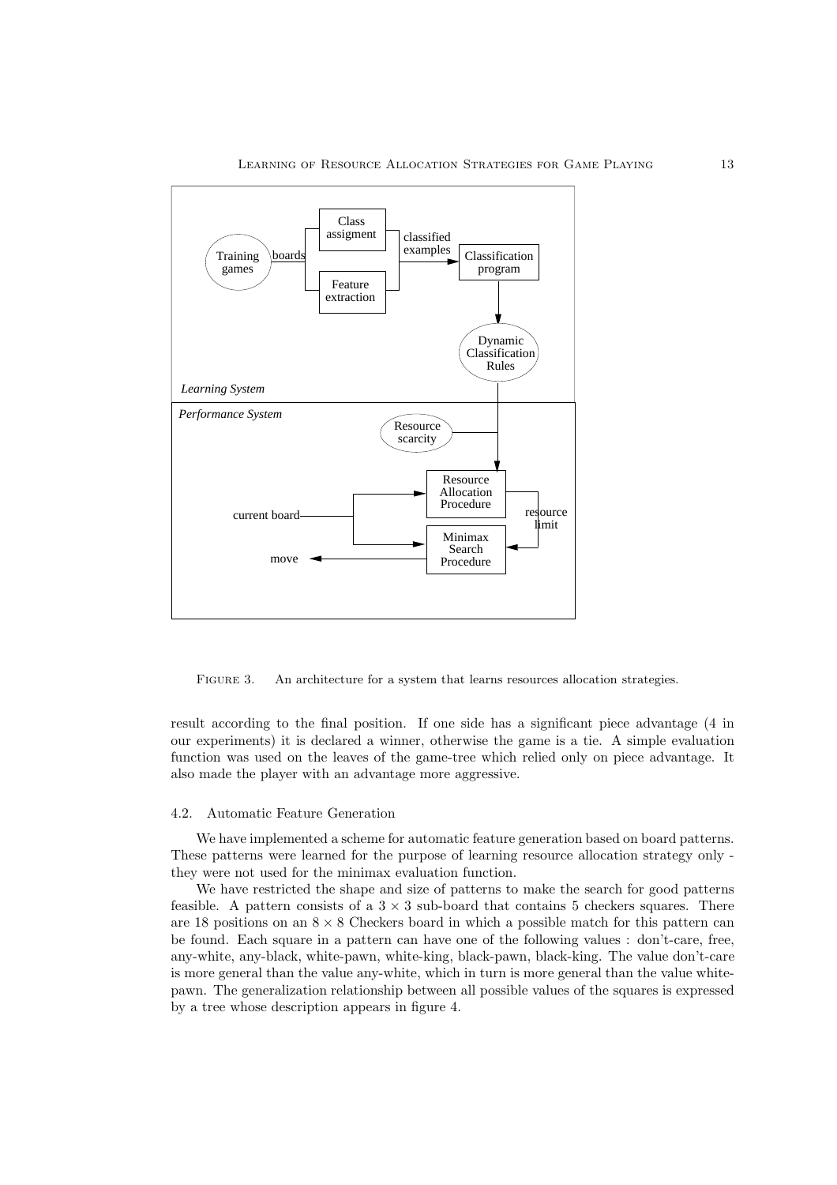FIGURE 3. An architecture for a system that learns resources allocation strategies.

result according to the final position. If one side has a significant piece advantage (4 in our experiments) it is declared a winner, otherwise the game is a tie. A simple evaluation function was used on the leaves of the game-tree which relied only on piece advantage. It also made the player with an advantage more aggressive.

### 4.2. Automatic Feature Generation

We have implemented a scheme for automatic feature generation based on board patterns. These patterns were learned for the purpose of learning resource allocation strategy only - they were not used for the minimax evaluation function.

We have restricted the shape and size of patterns to make the search for good patterns feasible. A pattern consists of a $3 \times 3$ sub-board that contains 5 checkers squares. There are 18 positions on an $8 \times 8$ Checkers board in which a possible match for this pattern can be found. Each square in a pattern can have one of the following values : don't-care, free, any-white, any-black, white-pawn, white-king, black-pawn, black-king. The value don't-care is more general than the value any-white, which in turn is more general than the value white-pawn. The generalization relationship between all possible values of the squares is expressed by a tree whose description appears in figure 4.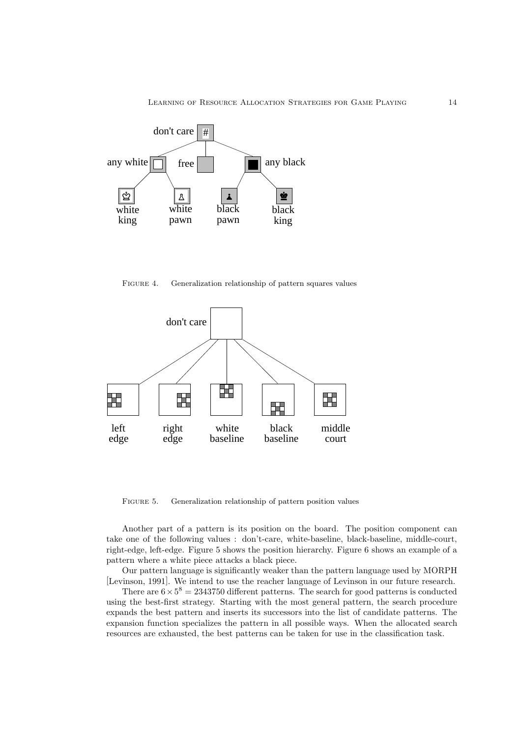FIGURE 4. Generalization relationship of pattern squares values

FIGURE 5. Generalization relationship of pattern position values

Another part of a pattern is its position on the board. The position component can take one of the following values : don't-care, white-baseline, black-baseline, middle-court, right-edge, left-edge. Figure 5 shows the position hierarchy. Figure 6 shows an example of a pattern where a white piece attacks a black piece.

Our pattern language is significantly weaker than the pattern language used by MORPH [Levinson, 1991]. We intend to use the reacher language of Levinson in our future research.

There are $6 \times 5^8 = 2343750$ different patterns. The search for good patterns is conducted using the best-first strategy. Starting with the most general pattern, the search procedure expands the best pattern and inserts its successors into the list of candidate patterns. The expansion function specializes the pattern in all possible ways. When the allocated search resources are exhausted, the best patterns can be taken for use in the classification task.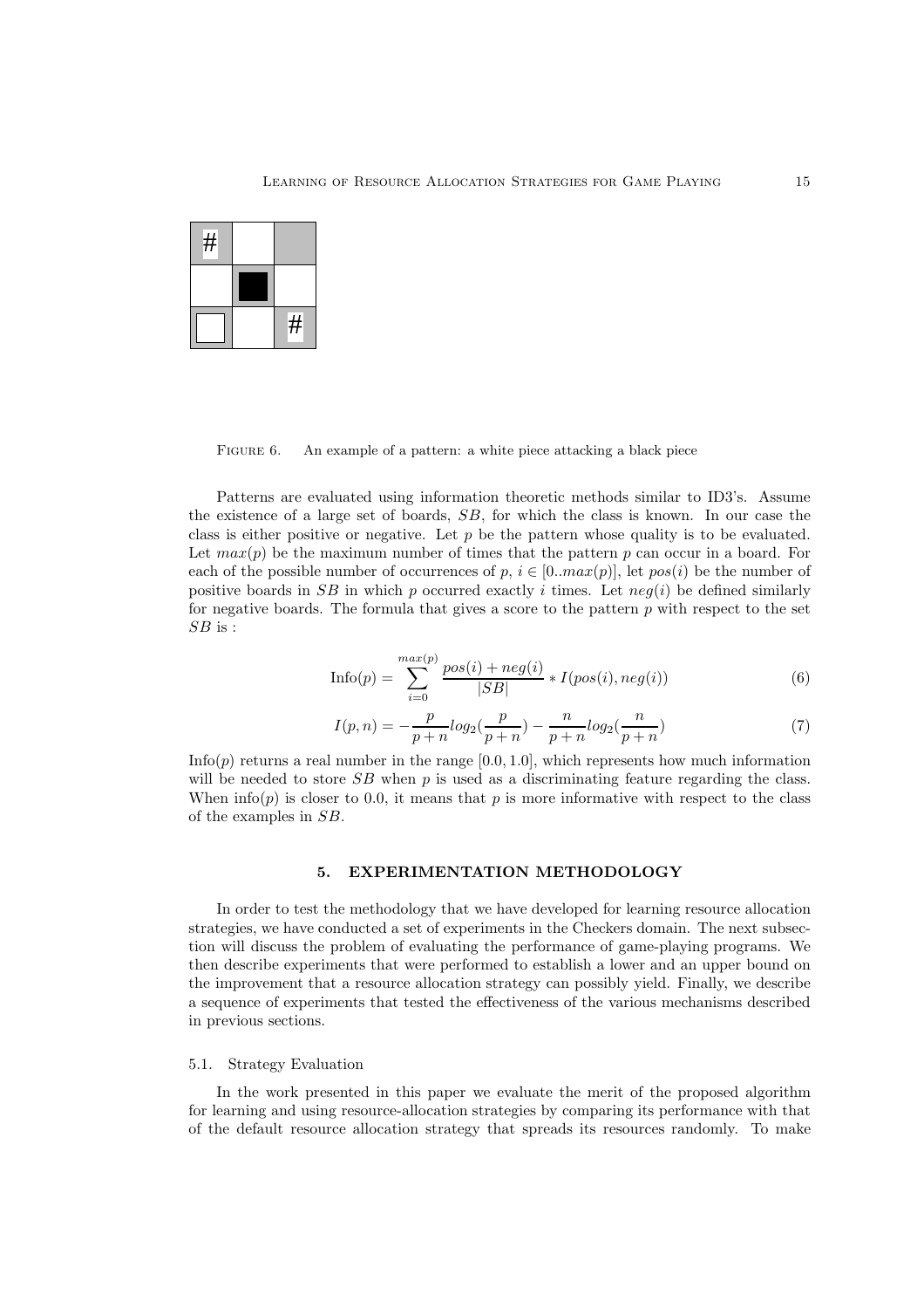FIGURE 6. An example of a pattern: a white piece attacking a black piece

Patterns are evaluated using information theoretic methods similar to ID3's. Assume the existence of a large set of boards, $SB$, for which the class is known. In our case the class is either positive or negative. Let $p$ be the pattern whose quality is to be evaluated. Let $max(p)$ be the maximum number of times that the pattern $p$ can occur in a board. For each of the possible number of occurrences of $p$, $i \in [0..max(p)]$, let $pos(i)$ be the number of positive boards in $SB$ in which $p$ occurred exactly $i$ times. Let $neg(i)$ be defined similarly for negative boards. The formula that gives a score to the pattern $p$ with respect to the set $SB$ is :

$$\text{Info}(p) = \sum_{i=0}^{max(p)} \frac{pos(i) + neg(i)}{|SB|} * I(pos(i), neg(i)) \tag{6}$$

$$I(p, n) = -\frac{p}{p+n} log_2(\frac{p}{p+n}) - \frac{n}{p+n} log_2(\frac{n}{p+n}) \tag{7}$$

Info($p$) returns a real number in the range $[0.0, 1.0]$, which represents how much information will be needed to store $SB$ when $p$ is used as a discriminating feature regarding the class. When info($p$) is closer to 0.0, it means that $p$ is more informative with respect to the class of the examples in $SB$.

## 5. EXPERIMENTATION METHODOLOGY

In order to test the methodology that we have developed for learning resource allocation strategies, we have conducted a set of experiments in the Checkers domain. The next subsection will discuss the problem of evaluating the performance of game-playing programs. We then describe experiments that were performed to establish a lower and an upper bound on the improvement that a resource allocation strategy can possibly yield. Finally, we describe a sequence of experiments that tested the effectiveness of the various mechanisms described in previous sections.

### 5.1. Strategy Evaluation

In the work presented in this paper we evaluate the merit of the proposed algorithm for learning and using resource-allocation strategies by comparing its performance with that of the default resource allocation strategy that spreads its resources randomly. To make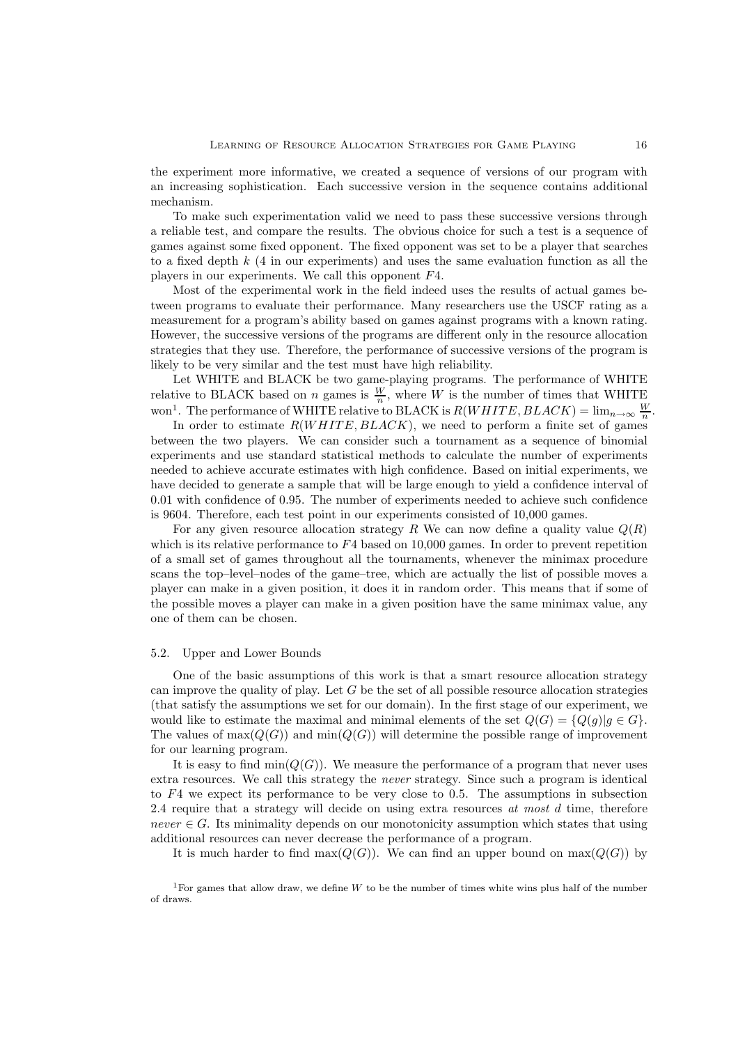the experiment more informative, we created a sequence of versions of our program with an increasing sophistication. Each successive version in the sequence contains additional mechanism.

To make such experimentation valid we need to pass these successive versions through a reliable test, and compare the results. The obvious choice for such a test is a sequence of games against some fixed opponent. The fixed opponent was set to be a player that searches to a fixed depth $k$ (4 in our experiments) and uses the same evaluation function as all the players in our experiments. We call this opponent $F4$.

Most of the experimental work in the field indeed uses the results of actual games between programs to evaluate their performance. Many researchers use the USCF rating as a measurement for a program's ability based on games against programs with a known rating. However, the successive versions of the programs are different only in the resource allocation strategies that they use. Therefore, the performance of successive versions of the program is likely to be very similar and the test must have high reliability.

Let WHITE and BLACK be two game-playing programs. The performance of WHITE relative to BLACK based on $n$ games is $\frac{W}{n}$, where $W$ is the number of times that WHITE won[1]. The performance of WHITE relative to BLACK is $R(WHITE, BLACK) = \lim_{n\to\infty} \frac{W}{n}$.

In order to estimate $R(WHITE, BLACK)$, we need to perform a finite set of games between the two players. We can consider such a tournament as a sequence of binomial experiments and use standard statistical methods to calculate the number of experiments needed to achieve accurate estimates with high confidence. Based on initial experiments, we have decided to generate a sample that will be large enough to yield a confidence interval of 0.01 with confidence of 0.95. The number of experiments needed to achieve such confidence is 9604. Therefore, each test point in our experiments consisted of 10,000 games.

For any given resource allocation strategy $R$ We can now define a quality value $Q(R)$ which is its relative performance to $F4$ based on 10,000 games. In order to prevent repetition of a small set of games throughout all the tournaments, whenever the minimax procedure scans the top–level–nodes of the game–tree, which are actually the list of possible moves a player can make in a given position, it does it in random order. This means that if some of the possible moves a player can make in a given position have the same minimax value, any one of them can be chosen.

### 5.2. Upper and Lower Bounds

One of the basic assumptions of this work is that a smart resource allocation strategy can improve the quality of play. Let $G$ be the set of all possible resource allocation strategies (that satisfy the assumptions we set for our domain). In the first stage of our experiment, we would like to estimate the maximal and minimal elements of the set $Q(G) = \{Q(g)|g \in G\}$. The values of $\max(Q(G))$ and $\min(Q(G))$ will determine the possible range of improvement for our learning program.

It is easy to find $\min(Q(G))$. We measure the performance of a program that never uses extra resources. We call this strategy the *never* strategy. Since such a program is identical to $F4$ we expect its performance to be very close to 0.5. The assumptions in subsection 2.4 require that a strategy will decide on using extra resources *at most* $d$ time, therefore $never \in G$. Its minimality depends on our monotonicity assumption which states that using additional resources can never decrease the performance of a program.

It is much harder to find $\max(Q(G))$. We can find an upper bound on $\max(Q(G))$ by

[1] For games that allow draw, we define $W$ to be the number of times white wins plus half of the number of draws.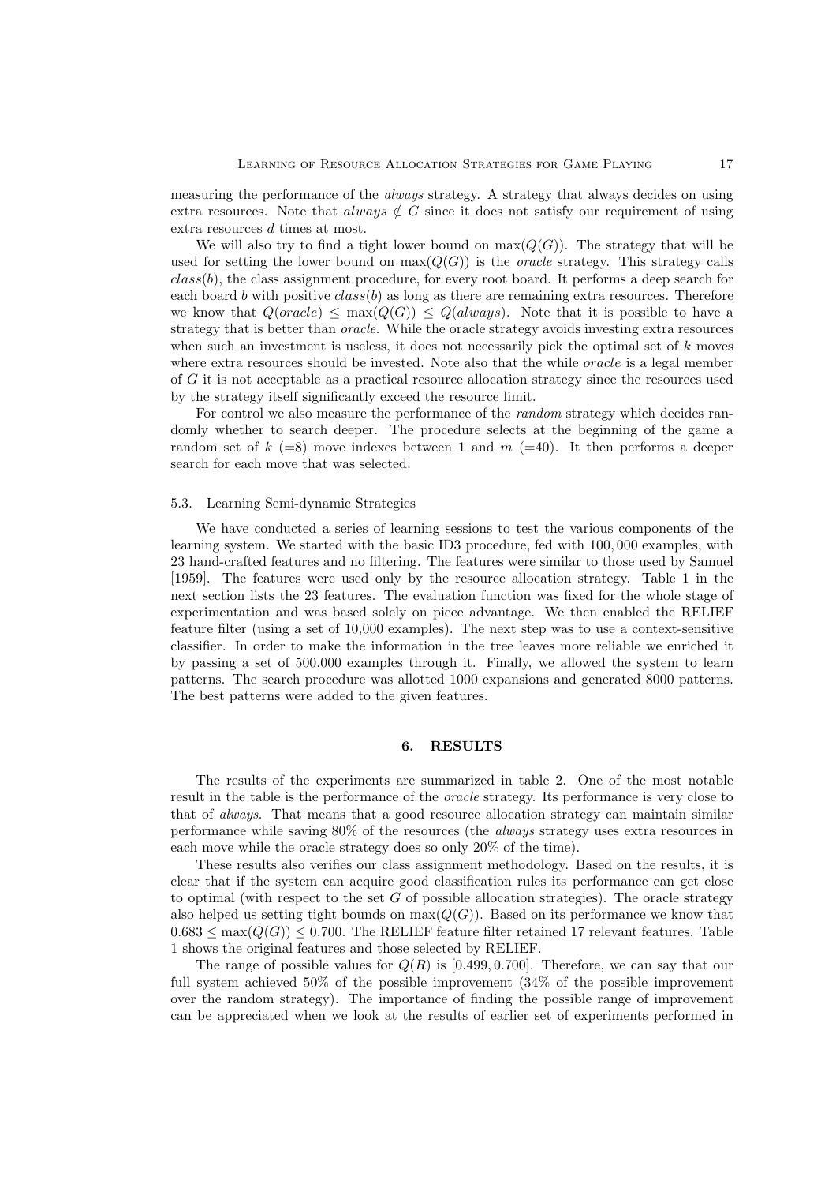measuring the performance of the *always* strategy. A strategy that always decides on using extra resources. Note that $always \notin G$ since it does not satisfy our requirement of using extra resources $d$ times at most.

We will also try to find a tight lower bound on $\max(Q(G))$. The strategy that will be used for setting the lower bound on $\max(Q(G))$ is the *oracle* strategy. This strategy calls $class(b)$, the class assignment procedure, for every root board. It performs a deep search for each board $b$ with positive $class(b)$ as long as there are remaining extra resources. Therefore we know that $Q(oracle) \leq \max(Q(G)) \leq Q(always)$. Note that it is possible to have a strategy that is better than *oracle*. While the oracle strategy avoids investing extra resources when such an investment is useless, it does not necessarily pick the optimal set of $k$ moves where extra resources should be invested. Note also that the while *oracle* is a legal member of $G$ it is not acceptable as a practical resource allocation strategy since the resources used by the strategy itself significantly exceed the resource limit.

For control we also measure the performance of the *random* strategy which decides randomly whether to search deeper. The procedure selects at the beginning of the game a random set of $k$ (=8) move indexes between 1 and $m$ (=40). It then performs a deeper search for each move that was selected.

### 5.3. Learning Semi-dynamic Strategies

We have conducted a series of learning sessions to test the various components of the learning system. We started with the basic ID3 procedure, fed with 100,000 examples, with 23 hand-crafted features and no filtering. The features were similar to those used by Samuel [1959]. The features were used only by the resource allocation strategy. Table 1 in the next section lists the 23 features. The evaluation function was fixed for the whole stage of experimentation and was based solely on piece advantage. We then enabled the RELIEF feature filter (using a set of 10,000 examples). The next step was to use a context-sensitive classifier. In order to make the information in the tree leaves more reliable we enriched it by passing a set of 500,000 examples through it. Finally, we allowed the system to learn patterns. The search procedure was allotted 1000 expansions and generated 8000 patterns. The best patterns were added to the given features.

## 6. RESULTS

The results of the experiments are summarized in table 2. One of the most notable result in the table is the performance of the *oracle* strategy. Its performance is very close to that of *always*. That means that a good resource allocation strategy can maintain similar performance while saving 80% of the resources (the *always* strategy uses extra resources in each move while the oracle strategy does so only 20% of the time).

These results also verifies our class assignment methodology. Based on the results, it is clear that if the system can acquire good classification rules its performance can get close to optimal (with respect to the set $G$ of possible allocation strategies). The oracle strategy also helped us setting tight bounds on $\max(Q(G))$. Based on its performance we know that $0.683 \leq \max(Q(G)) \leq 0.700$. The RELIEF feature filter retained 17 relevant features. Table 1 shows the original features and those selected by RELIEF.

The range of possible values for $Q(R)$ is $[0.499, 0.700]$. Therefore, we can say that our full system achieved 50% of the possible improvement (34% of the possible improvement over the random strategy). The importance of finding the possible range of improvement can be appreciated when we look at the results of earlier set of experiments performed in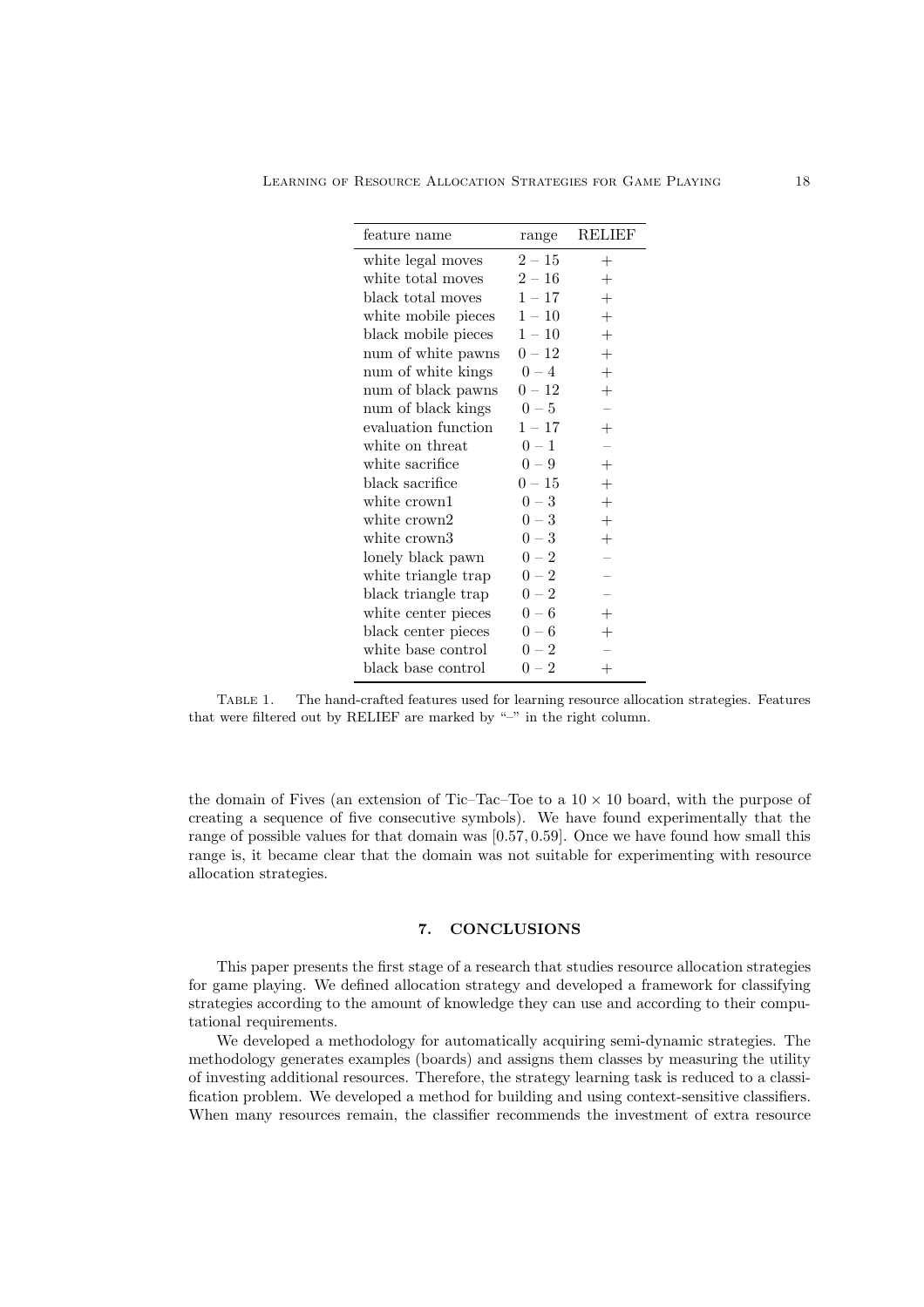| feature name | range | RELIEF |
|---|---|---|
| white legal moves | $2-15$ | + |
| white total moves | $2-16$ | + |
| black total moves | $1-17$ | + |
| white mobile pieces | $1-10$ | + |
| black mobile pieces | $1-10$ | + |
| num of white pawns | $0-12$ | + |
| num of white kings | $0-4$ | + |
| num of black pawns | $0-12$ | + |
| num of black kings | $0-5$ | – |
| evaluation function | $1-17$ | + |
| white on threat | $0-1$ | – |
| white sacrifice | $0-9$ | + |
| black sacrifice | $0-15$ | + |
| white crown1 | $0-3$ | + |
| white crown2 | $0-3$ | + |
| white crown3 | $0-3$ | + |
| lonely black pawn | $0-2$ | – |
| white triangle trap | $0-2$ | – |
| black triangle trap | $0-2$ | – |
| white center pieces | $0-6$ | + |
| black center pieces | $0-6$ | + |
| white base control | $0-2$ | – |
| black base control | $0-2$ | + |

TABLE 1. The hand-crafted features used for learning resource allocation strategies. Features that were filtered out by RELIEF are marked by "–" in the right column.

the domain of Fives (an extension of Tic–Tac–Toe to a $10 \times 10$ board, with the purpose of creating a sequence of five consecutive symbols). We have found experimentally that the range of possible values for that domain was $[0.57, 0.59]$. Once we have found how small this range is, it became clear that the domain was not suitable for experimenting with resource allocation strategies.

## 7. CONCLUSIONS

This paper presents the first stage of a research that studies resource allocation strategies for game playing. We defined allocation strategy and developed a framework for classifying strategies according to the amount of knowledge they can use and according to their computational requirements.

We developed a methodology for automatically acquiring semi-dynamic strategies. The methodology generates examples (boards) and assigns them classes by measuring the utility of investing additional resources. Therefore, the strategy learning task is reduced to a classification problem. We developed a method for building and using context-sensitive classifiers. When many resources remain, the classifier recommends the investment of extra resource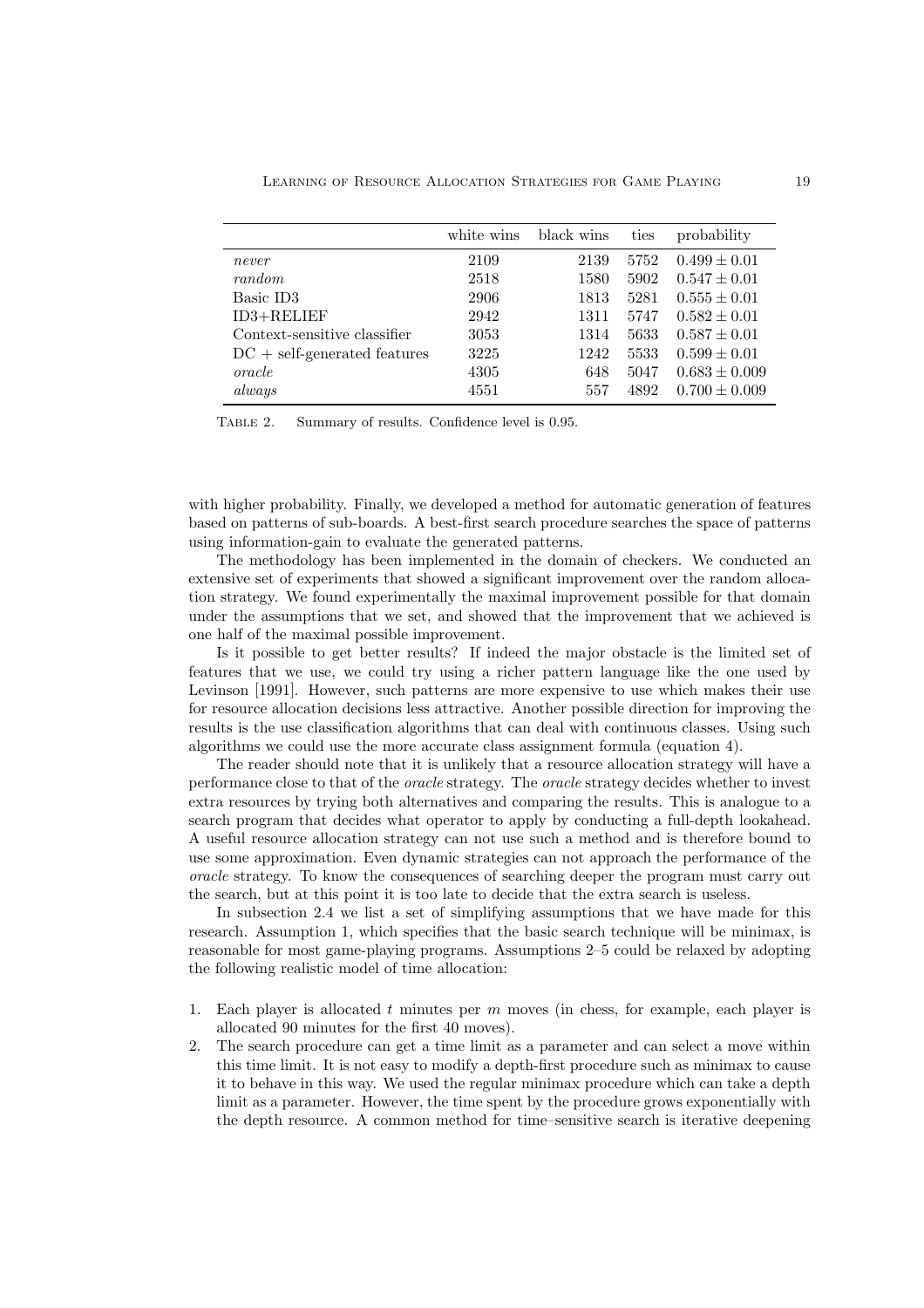| | white wins | black wins | ties | probability |
|---|---|---|---|---|
| *never* | 2109 | 2139 | 5752 | $0.499 \pm 0.01$ |
| *random* | 2518 | 1580 | 5902 | $0.547 \pm 0.01$ |
| Basic ID3 | 2906 | 1813 | 5281 | $0.555 \pm 0.01$ |
| ID3+RELIEF | 2942 | 1311 | 5747 | $0.582 \pm 0.01$ |
| Context-sensitive classifier | 3053 | 1314 | 5633 | $0.587 \pm 0.01$ |
| DC + self-generated features | 3225 | 1242 | 5533 | $0.599 \pm 0.01$ |
| *oracle* | 4305 | 648 | 5047 | $0.683 \pm 0.009$ |
| *always* | 4551 | 557 | 4892 | $0.700 \pm 0.009$ |

TABLE 2. Summary of results. Confidence level is 0.95.

with higher probability. Finally, we developed a method for automatic generation of features based on patterns of sub-boards. A best-first search procedure searches the space of patterns using information-gain to evaluate the generated patterns.

The methodology has been implemented in the domain of checkers. We conducted an extensive set of experiments that showed a significant improvement over the random allocation strategy. We found experimentally the maximal improvement possible for that domain under the assumptions that we set, and showed that the improvement that we achieved is one half of the maximal possible improvement.

Is it possible to get better results? If indeed the major obstacle is the limited set of features that we use, we could try using a richer pattern language like the one used by Levinson [1991]. However, such patterns are more expensive to use which makes their use for resource allocation decisions less attractive. Another possible direction for improving the results is the use classification algorithms that can deal with continuous classes. Using such algorithms we could use the more accurate class assignment formula (equation 4).

The reader should note that it is unlikely that a resource allocation strategy will have a performance close to that of the *oracle* strategy. The *oracle* strategy decides whether to invest extra resources by trying both alternatives and comparing the results. This is analogue to a search program that decides what operator to apply by conducting a full-depth lookahead. A useful resource allocation strategy can not use such a method and is therefore bound to use some approximation. Even dynamic strategies can not approach the performance of the *oracle* strategy. To know the consequences of searching deeper the program must carry out the search, but at this point it is too late to decide that the extra search is useless.

In subsection 2.4 we list a set of simplifying assumptions that we have made for this research. Assumption 1, which specifies that the basic search technique will be minimax, is reasonable for most game-playing programs. Assumptions 2–5 could be relaxed by adopting the following realistic model of time allocation:

1. Each player is allocated $t$ minutes per $m$ moves (in chess, for example, each player is allocated 90 minutes for the first 40 moves).
2. The search procedure can get a time limit as a parameter and can select a move within this time limit. It is not easy to modify a depth-first procedure such as minimax to cause it to behave in this way. We used the regular minimax procedure which can take a depth limit as a parameter. However, the time spent by the procedure grows exponentially with the depth resource. A common method for time–sensitive search is iterative deepening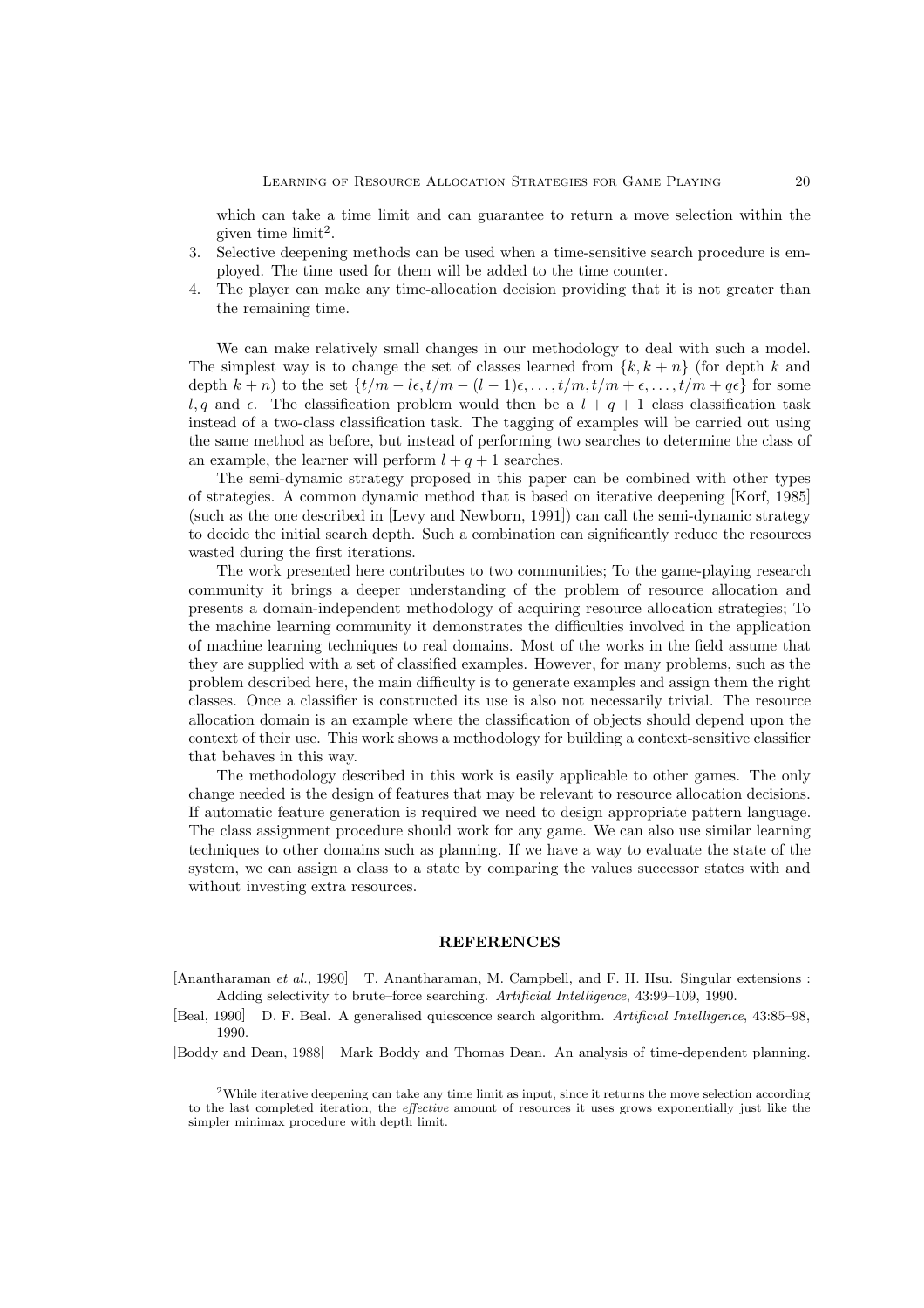which can take a time limit and can guarantee to return a move selection within the given time limit[2].

3. Selective deepening methods can be used when a time-sensitive search procedure is employed. The time used for them will be added to the time counter.
4. The player can make any time-allocation decision providing that it is not greater than the remaining time.

We can make relatively small changes in our methodology to deal with such a model. The simplest way is to change the set of classes learned from $\{k, k+n\}$ (for depth $k$ and depth $k+n$) to the set $\{t/m - l\epsilon, t/m - (l-1)\epsilon, \ldots, t/m, t/m + \epsilon, \ldots, t/m + q\epsilon\}$ for some $l, q$ and $\epsilon$. The classification problem would then be a $l + q + 1$ class classification task instead of a two-class classification task. The tagging of examples will be carried out using the same method as before, but instead of performing two searches to determine the class of an example, the learner will perform $l + q + 1$ searches.

The semi-dynamic strategy proposed in this paper can be combined with other types of strategies. A common dynamic method that is based on iterative deepening [Korf, 1985] (such as the one described in [Levy and Newborn, 1991]) can call the semi-dynamic strategy to decide the initial search depth. Such a combination can significantly reduce the resources wasted during the first iterations.

The work presented here contributes to two communities; To the game-playing research community it brings a deeper understanding of the problem of resource allocation and presents a domain-independent methodology of acquiring resource allocation strategies; To the machine learning community it demonstrates the difficulties involved in the application of machine learning techniques to real domains. Most of the works in the field assume that they are supplied with a set of classified examples. However, for many problems, such as the problem described here, the main difficulty is to generate examples and assign them the right classes. Once a classifier is constructed its use is also not necessarily trivial. The resource allocation domain is an example where the classification of objects should depend upon the context of their use. This work shows a methodology for building a context-sensitive classifier that behaves in this way.

The methodology described in this work is easily applicable to other games. The only change needed is the design of features that may be relevant to resource allocation decisions. If automatic feature generation is required we need to design appropriate pattern language. The class assignment procedure should work for any game. We can also use similar learning techniques to other domains such as planning. If we have a way to evaluate the state of the system, we can assign a class to a state by comparing the values successor states with and without investing extra resources.

## REFERENCES

[Anantharaman *et al.*, 1990] T. Anantharaman, M. Campbell, and F. H. Hsu. Singular extensions : Adding selectivity to brute–force searching. *Artificial Intelligence*, 43:99–109, 1990.

[Beal, 1990] D. F. Beal. A generalised quiescence search algorithm. *Artificial Intelligence*, 43:85–98, 1990.

[Boddy and Dean, 1988] Mark Boddy and Thomas Dean. An analysis of time-dependent planning.

[2] While iterative deepening can take any time limit as input, since it returns the move selection according to the last completed iteration, the *effective* amount of resources it uses grows exponentially just like the simpler minimax procedure with depth limit.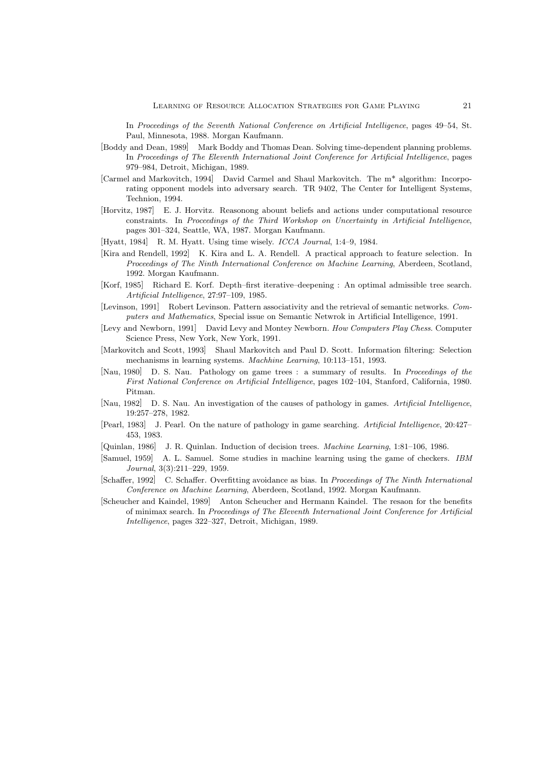In *Proceedings of the Seventh National Conference on Artificial Intelligence*, pages 49–54, St. Paul, Minnesota, 1988. Morgan Kaufmann.

[Boddy and Dean, 1989] Mark Boddy and Thomas Dean. Solving time-dependent planning problems. In *Proceedings of The Eleventh International Joint Conference for Artificial Intelligence*, pages 979–984, Detroit, Michigan, 1989.

[Carmel and Markovitch, 1994] David Carmel and Shaul Markovitch. The m* algorithm: Incorporating opponent models into adversary search. TR 9402, The Center for Intelligent Systems, Technion, 1994.

[Horvitz, 1987] E. J. Horvitz. Reasonong abount beliefs and actions under computational resource constraints. In *Proceedings of the Third Workshop on Uncertainty in Artificial Intelligence*, pages 301–324, Seattle, WA, 1987. Morgan Kaufmann.

[Hyatt, 1984] R. M. Hyatt. Using time wisely. *ICCA Journal*, 1:4–9, 1984.

[Kira and Rendell, 1992] K. Kira and L. A. Rendell. A practical approach to feature selection. In *Proceedings of The Ninth International Conference on Machine Learning*, Aberdeen, Scotland, 1992. Morgan Kaufmann.

[Korf, 1985] Richard E. Korf. Depth–first iterative–deepening : An optimal admissible tree search. *Artificial Intelligence*, 27:97–109, 1985.

[Levinson, 1991] Robert Levinson. Pattern associativity and the retrieval of semantic networks. *Computers and Mathematics*, Special issue on Semantic Netwrok in Artificial Intelligence, 1991.

[Levy and Newborn, 1991] David Levy and Montey Newborn. *How Computers Play Chess*. Computer Science Press, New York, New York, 1991.

[Markovitch and Scott, 1993] Shaul Markovitch and Paul D. Scott. Information filtering: Selection mechanisms in learning systems. *Machhine Learning*, 10:113–151, 1993.

[Nau, 1980] D. S. Nau. Pathology on game trees : a summary of results. In *Proceedings of the First National Conference on Artificial Intelligence*, pages 102–104, Stanford, California, 1980. Pitman.

[Nau, 1982] D. S. Nau. An investigation of the causes of pathology in games. *Artificial Intelligence*, 19:257–278, 1982.

[Pearl, 1983] J. Pearl. On the nature of pathology in game searching. *Artificial Intelligence*, 20:427–453, 1983.

[Quinlan, 1986] J. R. Quinlan. Induction of decision trees. *Machine Learning*, 1:81–106, 1986.

[Samuel, 1959] A. L. Samuel. Some studies in machine learning using the game of checkers. *IBM Journal*, 3(3):211–229, 1959.

[Schaffer, 1992] C. Schaffer. Overfitting avoidance as bias. In *Proceedings of The Ninth International Conference on Machine Learning*, Aberdeen, Scotland, 1992. Morgan Kaufmann.

[Scheucher and Kaindel, 1989] Anton Scheucher and Hermann Kaindel. The resaon for the benefits of minimax search. In *Proceedings of The Eleventh International Joint Conference for Artificial Intelligence*, pages 322–327, Detroit, Michigan, 1989.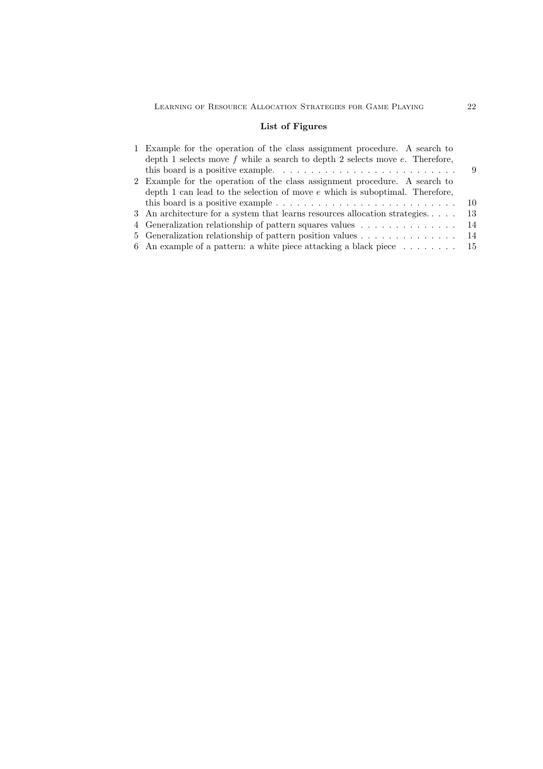## List of Figures

1. Example for the operation of the class assignment procedure. A search to depth 1 selects move $f$ while a search to depth 2 selects move $e$. Therefore, this board is a positive example. . . . . . . . . . . . . . . . . . . . . . . . . . 9
2. Example for the operation of the class assignment procedure. A search to depth 1 can lead to the selection of move $e$ which is suboptimal. Therefore, this board is a positive example . . . . . . . . . . . . . . . . . . . . . . . . . . 10
3. An architecture for a system that learns resources allocation strategies. . . . . 13
4. Generalization relationship of pattern squares values . . . . . . . . . . . . . . 14
5. Generalization relationship of pattern position values . . . . . . . . . . . . . . 14
6. An example of a pattern: a white piece attacking a black piece . . . . . . . . 15